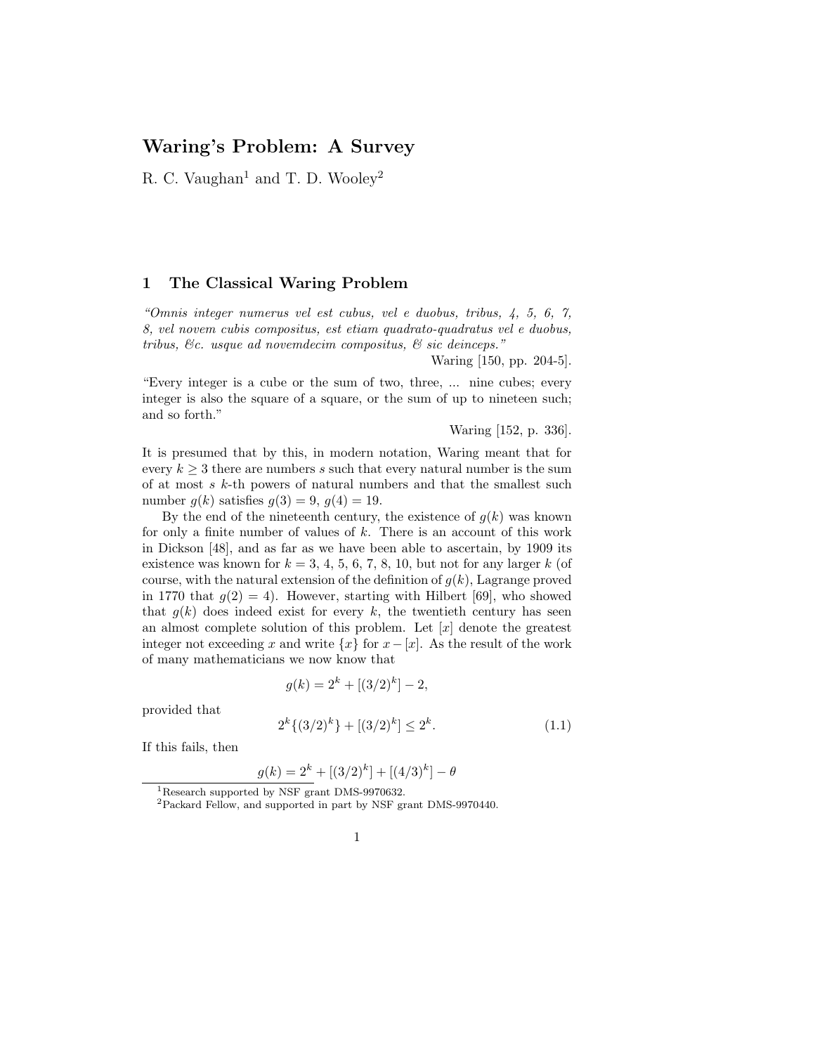# Waring's Problem: A Survey

R. C. Vaughan[1] and T. D. Wooley[2]

## 1 The Classical Waring Problem

*"Omnis integer numerus vel est cubus, vel e duobus, tribus, 4, 5, 6, 7, 8, vel novem cubis compositus, est etiam quadrato-quadratus vel e duobus, tribus, &c. usque ad novemdecim compositus, & sic deinceps."*

Waring [150, pp. 204-5].

"Every integer is a cube or the sum of two, three, ... nine cubes; every integer is also the square of a square, or the sum of up to nineteen such; and so forth."

Waring [152, p. 336].

It is presumed that by this, in modern notation, Waring meant that for every $k \geq 3$ there are numbers $s$ such that every natural number is the sum of at most $s$ $k$-th powers of natural numbers and that the smallest such number $g(k)$ satisfies $g(3) = 9$, $g(4) = 19$.

By the end of the nineteenth century, the existence of $g(k)$ was known for only a finite number of values of $k$. There is an account of this work in Dickson [48], and as far as we have been able to ascertain, by 1909 its existence was known for $k = 3, 4, 5, 6, 7, 8, 10$, but not for any larger $k$ (of course, with the natural extension of the definition of $g(k)$, Lagrange proved in 1770 that $g(2) = 4$). However, starting with Hilbert [69], who showed that $g(k)$ does indeed exist for every $k$, the twentieth century has seen an almost complete solution of this problem. Let $[x]$ denote the greatest integer not exceeding $x$ and write $\{x\}$ for $x - [x]$. As the result of the work of many mathematicians we now know that

$$g(k) = 2^k + [(3/2)^k] - 2,$$

provided that

$$2^k\{(3/2)^k\} + [(3/2)^k] \leq 2^k. \tag{1.1}$$

If this fails, then

$$g(k) = 2^k + [(3/2)^k] + [(4/3)^k] - \theta$$

[1] Research supported by NSF grant DMS-9970632.

[2] Packard Fellow, and supported in part by NSF grant DMS-9970440.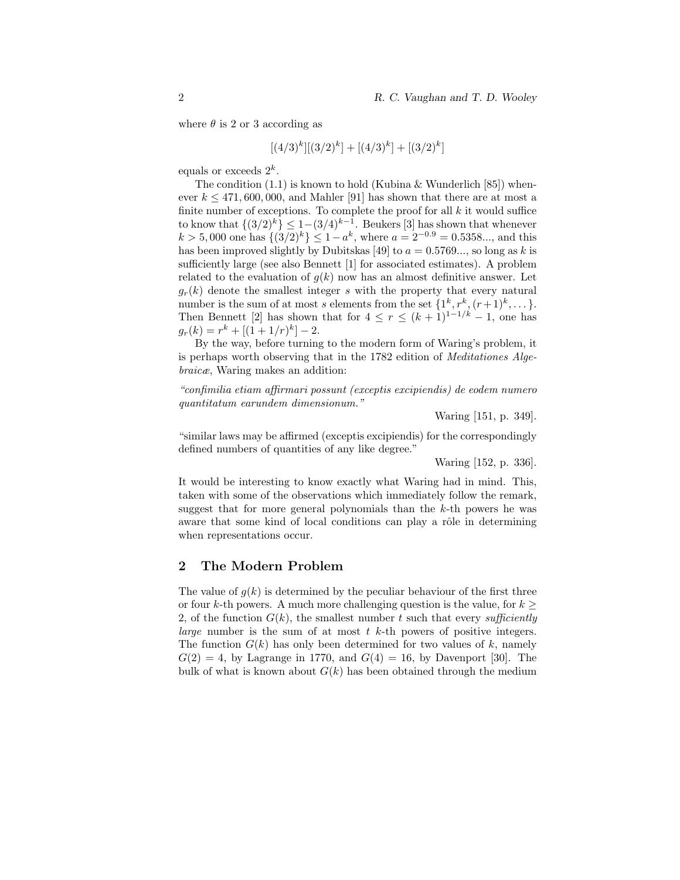where $\theta$ is 2 or 3 according as

$$[(4/3)^k][(3/2)^k] + [(4/3)^k] + [(3/2)^k]$$

equals or exceeds $2^k$.

The condition (1.1) is known to hold (Kubina & Wunderlich [85]) whenever $k \leq 471,600,000$, and Mahler [91] has shown that there are at most a finite number of exceptions. To complete the proof for all $k$ it would suffice to know that $\{(3/2)^k\} \leq 1-(3/4)^{k-1}$. Beukers [3] has shown that whenever $k > 5,000$ one has $\{(3/2)^k\} \leq 1-a^k$, where $a = 2^{-0.9} = 0.5358...$, and this has been improved slightly by Dubitskas [49] to $a = 0.5769...$, so long as $k$ is sufficiently large (see also Bennett [1] for associated estimates). A problem related to the evaluation of $g(k)$ now has an almost definitive answer. Let $g_r(k)$ denote the smallest integer $s$ with the property that every natural number is the sum of at most $s$ elements from the set $\{1^k, r^k, (r+1)^k, \dots\}$. Then Bennett [2] has shown that for $4 \leq r \leq (k+1)^{1-1/k} - 1$, one has $g_r(k) = r^k + [(1+1/r)^k] - 2$.

By the way, before turning to the modern form of Waring's problem, it is perhaps worth observing that in the 1782 edition of *Meditationes Algebraicæ*, Waring makes an addition:

*"confimilia etiam affirmari possunt (exceptis excipiendis) de eodem numero quantitatum earundem dimensionum."*

Waring [151, p. 349].

"similar laws may be affirmed (exceptis excipiendis) for the correspondingly defined numbers of quantities of any like degree."

Waring [152, p. 336].

It would be interesting to know exactly what Waring had in mind. This, taken with some of the observations which immediately follow the remark, suggest that for more general polynomials than the $k$-th powers he was aware that some kind of local conditions can play a rôle in determining when representations occur.

## 2 The Modern Problem

The value of $g(k)$ is determined by the peculiar behaviour of the first three or four $k$-th powers. A much more challenging question is the value, for $k \geq 2$, of the function $G(k)$, the smallest number $t$ such that every *sufficiently large* number is the sum of at most $t$ $k$-th powers of positive integers. The function $G(k)$ has only been determined for two values of $k$, namely $G(2) = 4$, by Lagrange in 1770, and $G(4) = 16$, by Davenport [30]. The bulk of what is known about $G(k)$ has been obtained through the medium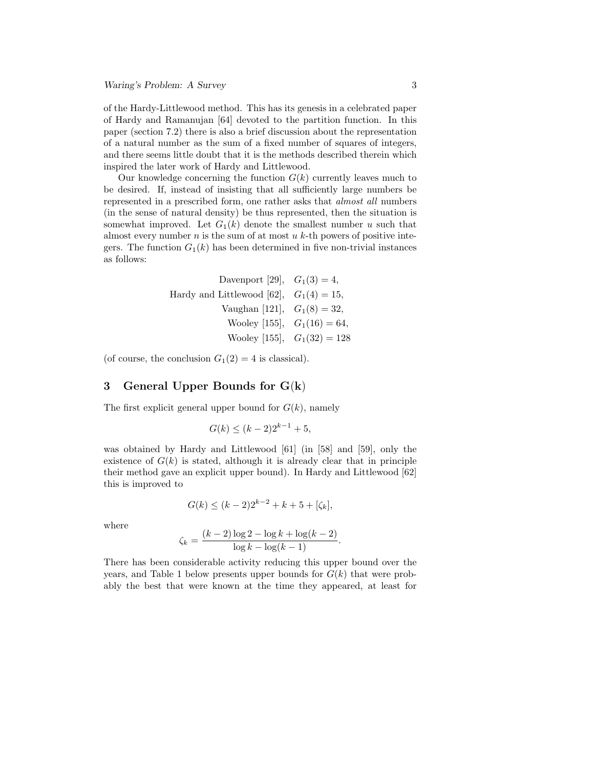of the Hardy-Littlewood method. This has its genesis in a celebrated paper of Hardy and Ramanujan [64] devoted to the partition function. In this paper (section 7.2) there is also a brief discussion about the representation of a natural number as the sum of a fixed number of squares of integers, and there seems little doubt that it is the methods described therein which inspired the later work of Hardy and Littlewood.

Our knowledge concerning the function $G(k)$ currently leaves much to be desired. If, instead of insisting that all sufficiently large numbers be represented in a prescribed form, one rather asks that *almost all* numbers (in the sense of natural density) be thus represented, then the situation is somewhat improved. Let $G_1(k)$ denote the smallest number $u$ such that almost every number $n$ is the sum of at most $u$ $k$-th powers of positive integers. The function $G_1(k)$ has been determined in five non-trivial instances as follows:

$$
\begin{aligned}
\text{Davenport [29]}, &\quad G_1(3) = 4,\\
\text{Hardy and Littlewood [62]}, &\quad G_1(4) = 15,\\
\text{Vaughan [121]}, &\quad G_1(8) = 32,\\
\text{Wooley [155]}, &\quad G_1(16) = 64,\\
\text{Wooley [155]}, &\quad G_1(32) = 128
\end{aligned}
$$

(of course, the conclusion $G_1(2) = 4$ is classical).

## 3 General Upper Bounds for $\mathbf{G(k)}$

The first explicit general upper bound for $G(k)$, namely

$$G(k) \leq (k-2)2^{k-1} + 5,$$

was obtained by Hardy and Littlewood [61] (in [58] and [59], only the existence of $G(k)$ is stated, although it is already clear that in principle their method gave an explicit upper bound). In Hardy and Littlewood [62] this is improved to

$$G(k) \leq (k-2)2^{k-2} + k + 5 + [\zeta_k],$$

where

$$\zeta_k = \frac{(k-2)\log 2 - \log k + \log(k-2)}{\log k - \log(k-1)}.$$

There has been considerable activity reducing this upper bound over the years, and Table 1 below presents upper bounds for $G(k)$ that were probably the best that were known at the time they appeared, at least for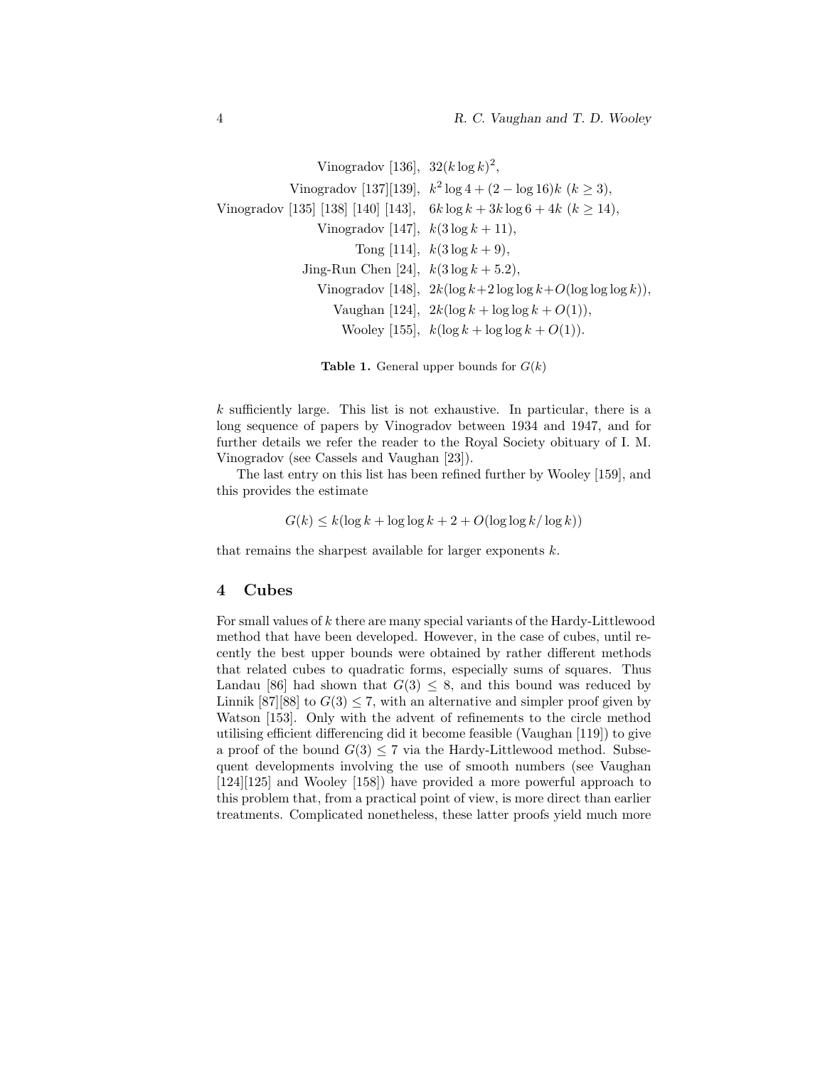| | |
|---|---|
| Vinogradov [136], | $32(k \log k)^2$, |
| Vinogradov [137][139], | $k^2 \log 4 + (2 - \log 16)k \ (k \geq 3)$, |
| Vinogradov [135] [138] [140] [143], | $6k \log k + 3k \log 6 + 4k \ (k \geq 14)$, |
| Vinogradov [147], | $k(3 \log k + 11)$, |
| Tong [114], | $k(3 \log k + 9)$, |
| Jing-Run Chen [24], | $k(3 \log k + 5.2)$, |
| Vinogradov [148], | $2k(\log k + 2 \log\log k + O(\log\log\log k))$, |
| Vaughan [124], | $2k(\log k + \log\log k + O(1))$, |
| Wooley [155], | $k(\log k + \log\log k + O(1))$. |

**Table 1.** General upper bounds for $G(k)$

$k$ sufficiently large. This list is not exhaustive. In particular, there is a long sequence of papers by Vinogradov between 1934 and 1947, and for further details we refer the reader to the Royal Society obituary of I. M. Vinogradov (see Cassels and Vaughan [23]).

The last entry on this list has been refined further by Wooley [159], and this provides the estimate

$$G(k) \leq k(\log k + \log\log k + 2 + O(\log\log k/\log k))$$

that remains the sharpest available for larger exponents $k$.

## 4 Cubes

For small values of $k$ there are many special variants of the Hardy-Littlewood method that have been developed. However, in the case of cubes, until recently the best upper bounds were obtained by rather different methods that related cubes to quadratic forms, especially sums of squares. Thus Landau [86] had shown that $G(3) \leq 8$, and this bound was reduced by Linnik [87][88] to $G(3) \leq 7$, with an alternative and simpler proof given by Watson [153]. Only with the advent of refinements to the circle method utilising efficient differencing did it become feasible (Vaughan [119]) to give a proof of the bound $G(3) \leq 7$ via the Hardy-Littlewood method. Subsequent developments involving the use of smooth numbers (see Vaughan [124][125] and Wooley [158]) have provided a more powerful approach to this problem that, from a practical point of view, is more direct than earlier treatments. Complicated nonetheless, these latter proofs yield much more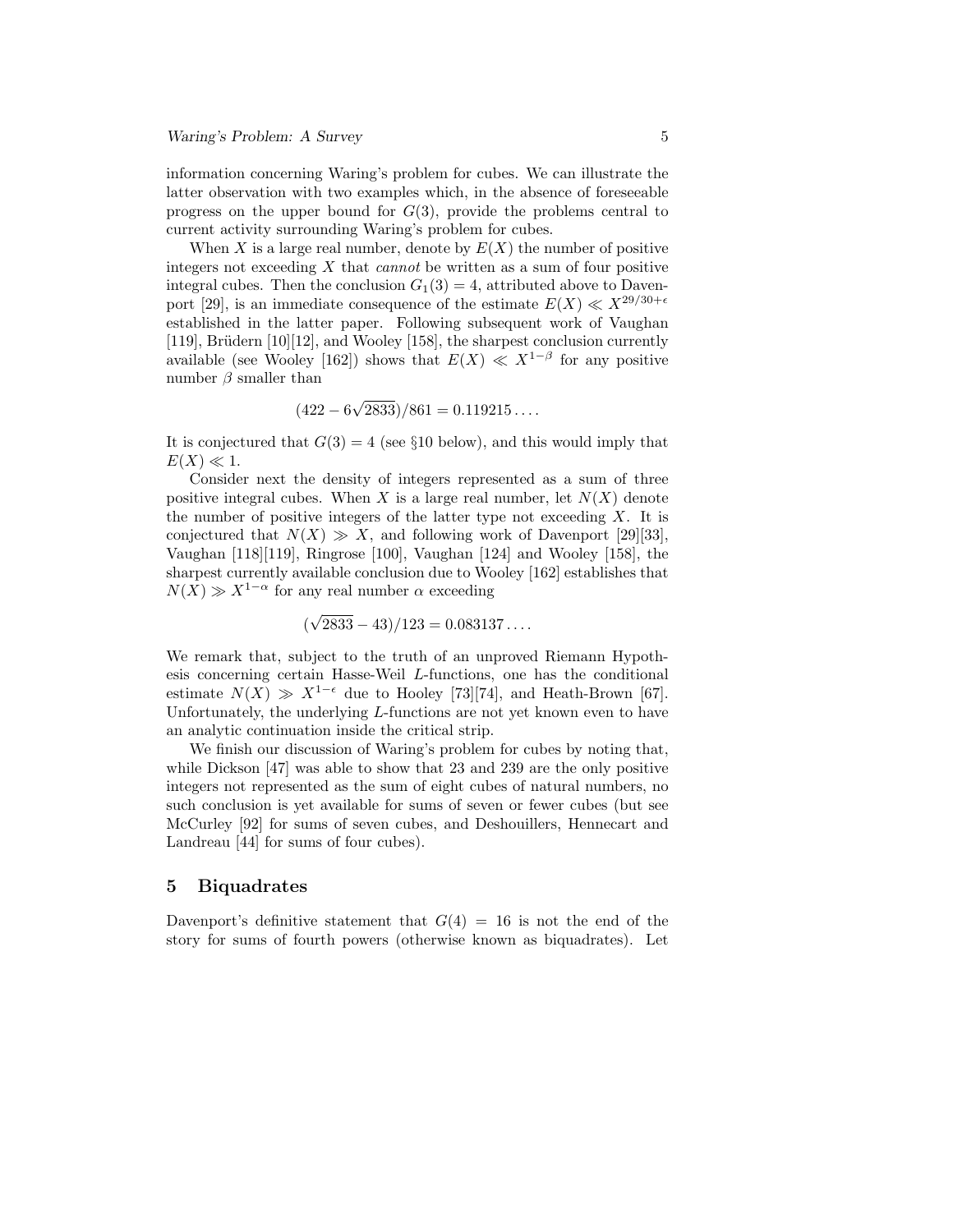information concerning Waring's problem for cubes. We can illustrate the latter observation with two examples which, in the absence of foreseeable progress on the upper bound for $G(3)$, provide the problems central to current activity surrounding Waring's problem for cubes.

When $X$ is a large real number, denote by $E(X)$ the number of positive integers not exceeding $X$ that *cannot* be written as a sum of four positive integral cubes. Then the conclusion $G_1(3) = 4$, attributed above to Davenport [29], is an immediate consequence of the estimate $E(X) \ll X^{29/30+\epsilon}$ established in the latter paper. Following subsequent work of Vaughan [119], Brüdern [10][12], and Wooley [158], the sharpest conclusion currently available (see Wooley [162]) shows that $E(X) \ll X^{1-\beta}$ for any positive number $\beta$ smaller than

$$(422 - 6\sqrt{2833})/861 = 0.119215\ldots.$$

It is conjectured that $G(3) = 4$ (see §10 below), and this would imply that $E(X) \ll 1$.

Consider next the density of integers represented as a sum of three positive integral cubes. When $X$ is a large real number, let $N(X)$ denote the number of positive integers of the latter type not exceeding $X$. It is conjectured that $N(X) \gg X$, and following work of Davenport [29][33], Vaughan [118][119], Ringrose [100], Vaughan [124] and Wooley [158], the sharpest currently available conclusion due to Wooley [162] establishes that $N(X) \gg X^{1-\alpha}$ for any real number $\alpha$ exceeding

$$(\sqrt{2833} - 43)/123 = 0.083137\ldots.$$

We remark that, subject to the truth of an unproved Riemann Hypothesis concerning certain Hasse-Weil $L$-functions, one has the conditional estimate $N(X) \gg X^{1-\epsilon}$ due to Hooley [73][74], and Heath-Brown [67]. Unfortunately, the underlying $L$-functions are not yet known even to have an analytic continuation inside the critical strip.

We finish our discussion of Waring's problem for cubes by noting that, while Dickson [47] was able to show that 23 and 239 are the only positive integers not represented as the sum of eight cubes of natural numbers, no such conclusion is yet available for sums of seven or fewer cubes (but see McCurley [92] for sums of seven cubes, and Deshouillers, Hennecart and Landreau [44] for sums of four cubes).

## 5 Biquadrates

Davenport's definitive statement that $G(4) = 16$ is not the end of the story for sums of fourth powers (otherwise known as biquadrates). Let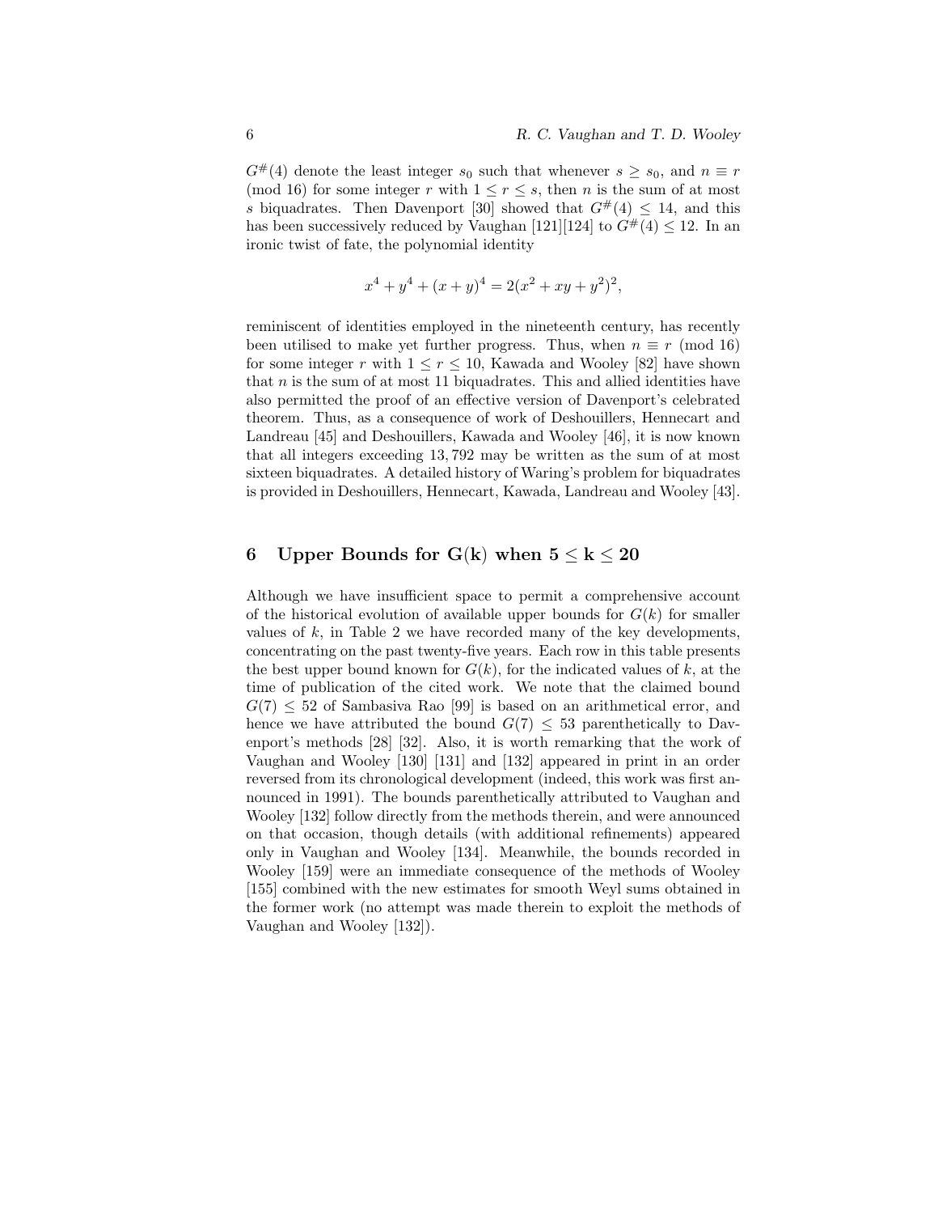$G^{\#}(4)$ denote the least integer $s_0$ such that whenever $s \geq s_0$, and $n \equiv r \pmod{16}$ for some integer $r$ with $1 \leq r \leq s$, then $n$ is the sum of at most $s$ biquadrates. Then Davenport [30] showed that $G^{\#}(4) \leq 14$, and this has been successively reduced by Vaughan [121][124] to $G^{\#}(4) \leq 12$. In an ironic twist of fate, the polynomial identity

$$x^4 + y^4 + (x + y)^4 = 2(x^2 + xy + y^2)^2,$$

reminiscent of identities employed in the nineteenth century, has recently been utilised to make yet further progress. Thus, when $n \equiv r \pmod{16}$ for some integer $r$ with $1 \leq r \leq 10$, Kawada and Wooley [82] have shown that $n$ is the sum of at most 11 biquadrates. This and allied identities have also permitted the proof of an effective version of Davenport's celebrated theorem. Thus, as a consequence of work of Deshouillers, Hennecart and Landreau [45] and Deshouillers, Kawada and Wooley [46], it is now known that all integers exceeding 13,792 may be written as the sum of at most sixteen biquadrates. A detailed history of Waring's problem for biquadrates is provided in Deshouillers, Hennecart, Kawada, Landreau and Wooley [43].

## 6 Upper Bounds for $G(k)$ when $5 \leq k \leq 20$

Although we have insufficient space to permit a comprehensive account of the historical evolution of available upper bounds for $G(k)$ for smaller values of $k$, in Table 2 we have recorded many of the key developments, concentrating on the past twenty-five years. Each row in this table presents the best upper bound known for $G(k)$, for the indicated values of $k$, at the time of publication of the cited work. We note that the claimed bound $G(7) \leq 52$ of Sambasiva Rao [99] is based on an arithmetical error, and hence we have attributed the bound $G(7) \leq 53$ parenthetically to Davenport's methods [28] [32]. Also, it is worth remarking that the work of Vaughan and Wooley [130] [131] and [132] appeared in print in an order reversed from its chronological development (indeed, this work was first announced in 1991). The bounds parenthetically attributed to Vaughan and Wooley [132] follow directly from the methods therein, and were announced on that occasion, though details (with additional refinements) appeared only in Vaughan and Wooley [134]. Meanwhile, the bounds recorded in Wooley [159] were an immediate consequence of the methods of Wooley [155] combined with the new estimates for smooth Weyl sums obtained in the former work (no attempt was made therein to exploit the methods of Vaughan and Wooley [132]).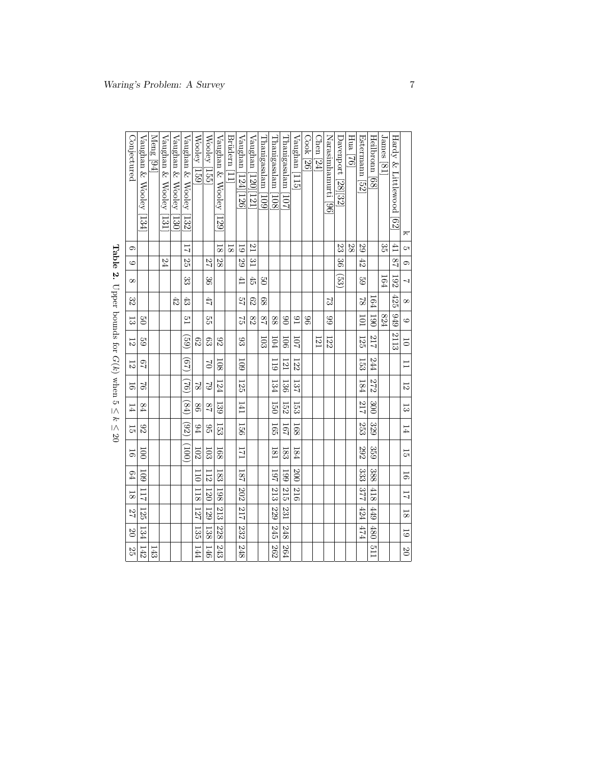| k | 5 | 6 | 7 | 8 | 9 | 10 | 11 | 12 | 13 | 14 | 15 | 16 | 17 | 18 | 19 | 20 |
|---|---|---|---|---|---|---|---|---|---|---|---|---|---|---|---|---|
| Hardy & Littlewood [62] | 41 | 87 | 192 | 425 | 949 | 2113 | | | | | | | | | | |
| James [81] | 35 | | 164 | | 824 | | | | | | | | | | | |
| Heilbronn [68] | | | | 164 | 190 | 217 | 244 | 272 | 300 | 329 | 359 | 388 | 418 | 449 | 480 | 511 |
| Estermann [52] | 29 | 42 | 59 | 78 | 101 | 125 | 153 | 184 | 217 | 253 | 292 | 333 | 377 | 424 | 474 | |
| Hua [76] | 28 | | | | | | | | | | | | | | | |
| Davenport [28][32] | 23 | 36 | (53) | | | | | | | | | | | | | |
| Narasimhamurti [96] | | | | 73 | 99 | 122 | | | | | | | | | | |
| Chen [24] | | | | | | 121 | | | | | | | | | | |
| Cook [26] | | | | | 96 | | | | | | | | | | | |
| Vaughan [115] | | | | | 91 | 107 | 122 | 137 | 153 | 168 | 184 | 200 | 216 | | | |
| Thanigasalam [107] | | | | | 90 | 106 | 121 | 136 | 152 | 167 | 183 | 199 | 215 | 231 | 248 | 264 |
| Thanigasalam [108] | | | | | 88 | 104 | 119 | 134 | 150 | 165 | 181 | 197 | 213 | 229 | 245 | 262 |
| Thanigasalam [109] | | | 50 | 68 | 87 | 103 | | | | | | | | | | |
| Vaughan [120][121] | 21 | 31 | 45 | 62 | 82 | | | | | | | | | | | |
| Vaughan [124][126] | 19 | 29 | 41 | 57 | 75 | 93 | 109 | 125 | 141 | 156 | 171 | 187 | 202 | 217 | 232 | 248 |
| Brüdern [11] | 18 | | | | | | | | | | | | | | | |
| Vaughan & Wooley [129] | 18 | 28 | | | | 92 | 108 | 124 | 139 | 153 | 168 | 183 | 198 | 213 | 228 | 243 |
| Wooley [155] | | 27 | 36 | 47 | 55 | 63 | 70 | 79 | 87 | 95 | 103 | 112 | 120 | 129 | 138 | 146 |
| Wooley [159] | | | | | | 62 | | 78 | 86 | 94 | 102 | 110 | 118 | 127 | 135 | 144 |
| Vaughan & Wooley [132] | 17 | 25 | 33 | 43 | 51 | (59) | (67) | (76) | (84) | (92) | (100) | | | | | |
| Vaughan & Wooley [130] | | | | 42 | | | | | | | | | | | | |
| Vaughan & Wooley [131] | | 24 | | | | | | | | | | | | | | |
| Meng [94] | | | | | | | | | | | | | | | | 143 |
| Vaughan & Wooley [134] | | | | | 50 | 59 | 67 | 76 | 84 | 92 | 100 | 109 | 117 | 125 | 134 | 142 |
| Conjectured | 6 | 9 | 8 | 32 | 13 | 12 | 12 | 16 | 14 | 15 | 16 | 64 | 18 | 27 | 20 | 25 |

**Table 2.** Upper bounds for $G(k)$ when $5 \le k \le 20$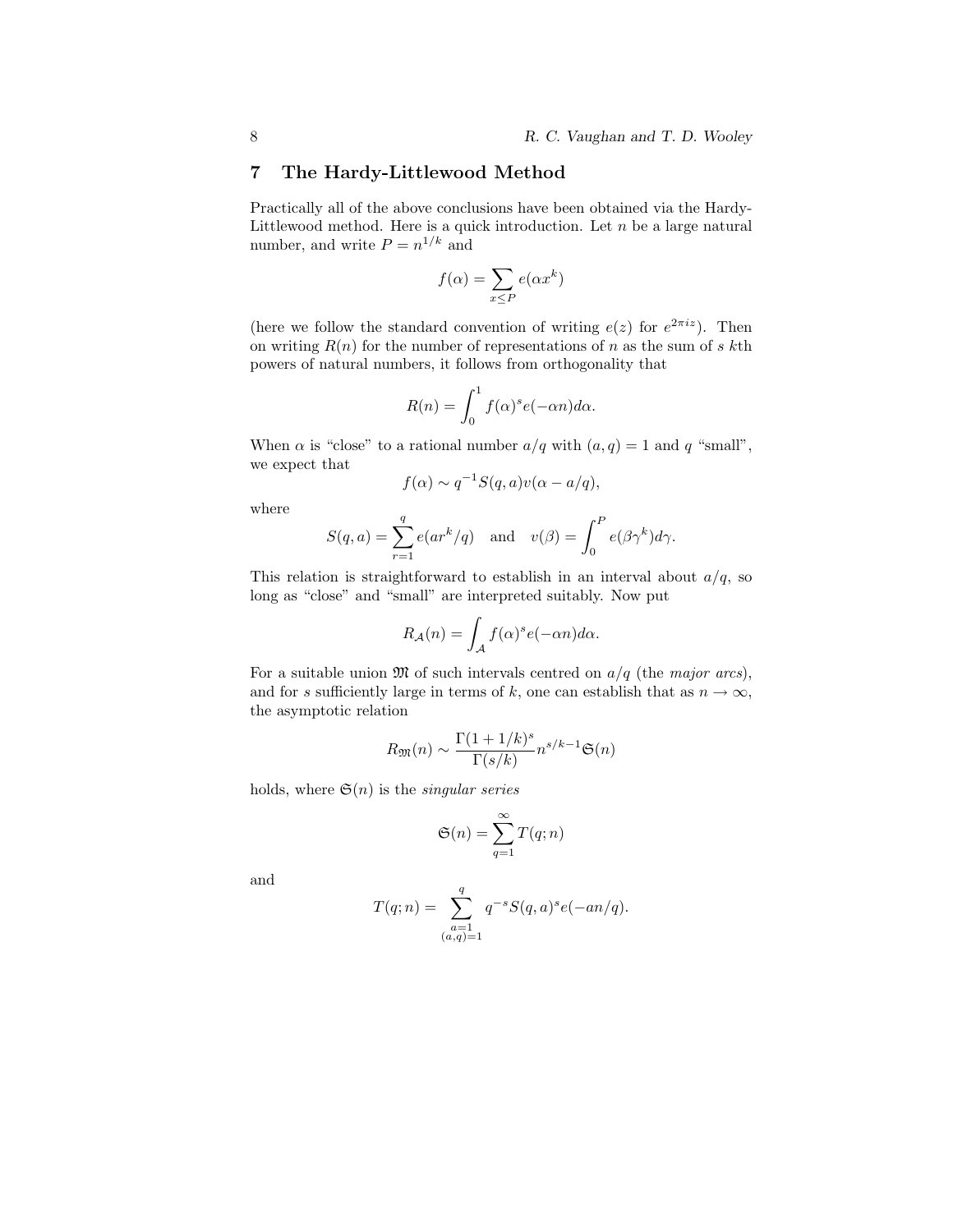## 7 The Hardy-Littlewood Method

Practically all of the above conclusions have been obtained via the Hardy-Littlewood method. Here is a quick introduction. Let $n$ be a large natural number, and write $P = n^{1/k}$ and

$$f(\alpha) = \sum_{x \le P} e(\alpha x^k)$$

(here we follow the standard convention of writing $e(z)$ for $e^{2\pi i z}$). Then on writing $R(n)$ for the number of representations of $n$ as the sum of $s$ $k$th powers of natural numbers, it follows from orthogonality that

$$R(n) = \int_0^1 f(\alpha)^s e(-\alpha n) d\alpha.$$

When $\alpha$ is "close" to a rational number $a/q$ with $(a, q) = 1$ and $q$ "small", we expect that

$$f(\alpha) \sim q^{-1} S(q, a) v(\alpha - a/q),$$

where

$$S(q, a) = \sum_{r=1}^{q} e(ar^k/q) \quad \text{and} \quad v(\beta) = \int_0^P e(\beta \gamma^k) d\gamma.$$

This relation is straightforward to establish in an interval about $a/q$, so long as "close" and "small" are interpreted suitably. Now put

$$R_{\mathcal{A}}(n) = \int_{\mathcal{A}} f(\alpha)^s e(-\alpha n) d\alpha.$$

For a suitable union $\mathfrak{M}$ of such intervals centred on $a/q$ (the *major arcs*), and for $s$ sufficiently large in terms of $k$, one can establish that as $n \to \infty$, the asymptotic relation

$$R_{\mathfrak{M}}(n) \sim \frac{\Gamma(1 + 1/k)^s}{\Gamma(s/k)} n^{s/k-1} \mathfrak{S}(n)$$

holds, where $\mathfrak{S}(n)$ is the *singular series*

$$\mathfrak{S}(n) = \sum_{q=1}^{\infty} T(q; n)$$

and

$$T(q; n) = \sum_{\substack{a=1 \\ (a,q)=1}}^{q} q^{-s} S(q, a)^s e(-an/q).$$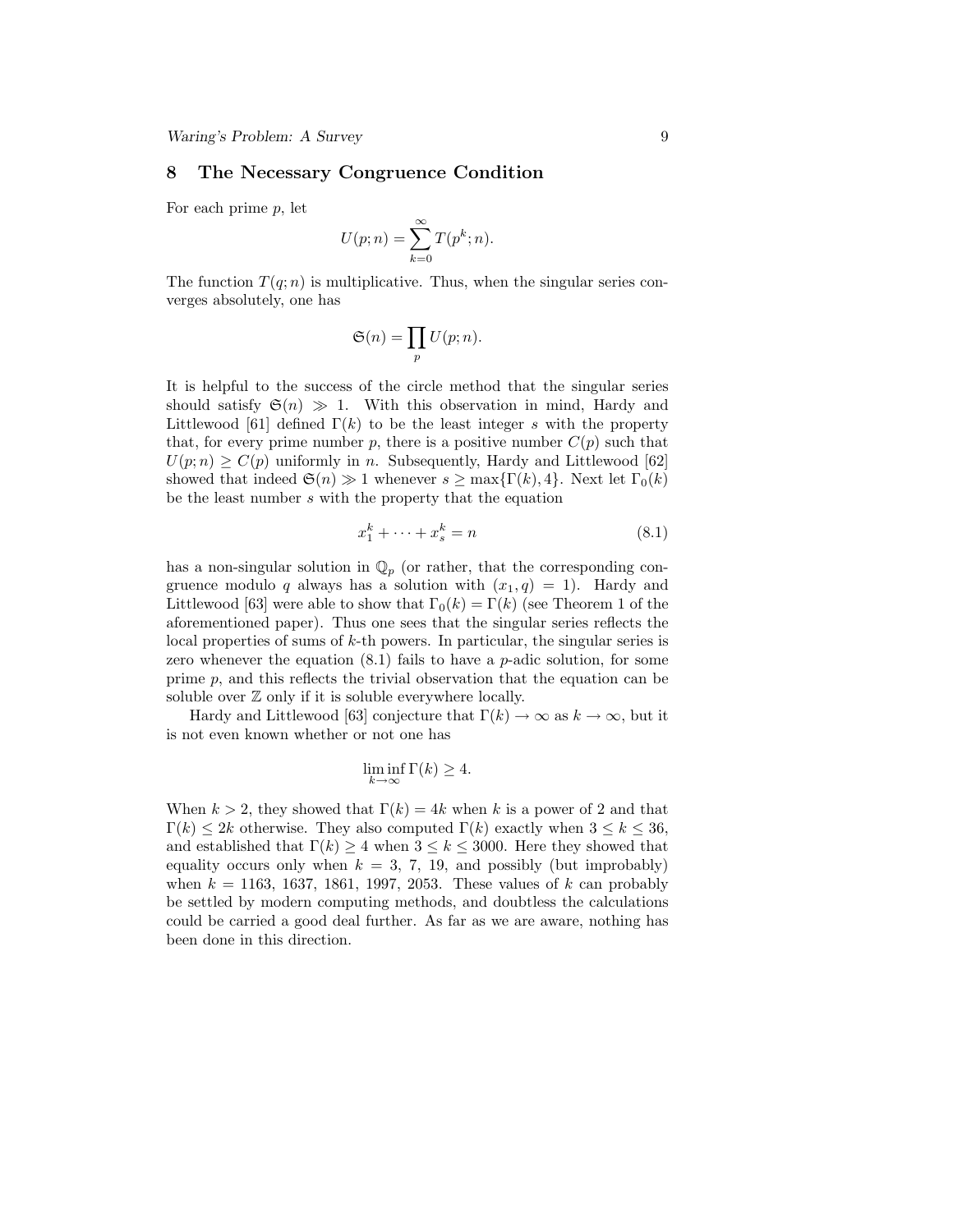## 8 The Necessary Congruence Condition

For each prime $p$, let

$$U(p;n) = \sum_{k=0}^{\infty} T(p^k;n).$$

The function $T(q;n)$ is multiplicative. Thus, when the singular series converges absolutely, one has

$$\mathfrak{S}(n) = \prod_p U(p;n).$$

It is helpful to the success of the circle method that the singular series should satisfy $\mathfrak{S}(n) \gg 1$. With this observation in mind, Hardy and Littlewood [61] defined $\Gamma(k)$ to be the least integer $s$ with the property that, for every prime number $p$, there is a positive number $C(p)$ such that $U(p;n) \geq C(p)$ uniformly in $n$. Subsequently, Hardy and Littlewood [62] showed that indeed $\mathfrak{S}(n) \gg 1$ whenever $s \geq \max\{\Gamma(k), 4\}$. Next let $\Gamma_0(k)$ be the least number $s$ with the property that the equation

$$x_1^k + \cdots + x_s^k = n \tag{8.1}$$

has a non-singular solution in $\mathbb{Q}_p$ (or rather, that the corresponding congruence modulo $q$ always has a solution with $(x_1, q) = 1$). Hardy and Littlewood [63] were able to show that $\Gamma_0(k) = \Gamma(k)$ (see Theorem 1 of the aforementioned paper). Thus one sees that the singular series reflects the local properties of sums of $k$-th powers. In particular, the singular series is zero whenever the equation (8.1) fails to have a $p$-adic solution, for some prime $p$, and this reflects the trivial observation that the equation can be soluble over $\mathbb{Z}$ only if it is soluble everywhere locally.

Hardy and Littlewood [63] conjecture that $\Gamma(k) \to \infty$ as $k \to \infty$, but it is not even known whether or not one has

$$\liminf_{k\to\infty} \Gamma(k) \geq 4.$$

When $k > 2$, they showed that $\Gamma(k) = 4k$ when $k$ is a power of 2 and that $\Gamma(k) \leq 2k$ otherwise. They also computed $\Gamma(k)$ exactly when $3 \leq k \leq 36$, and established that $\Gamma(k) \geq 4$ when $3 \leq k \leq 3000$. Here they showed that equality occurs only when $k = 3$, 7, 19, and possibly (but improbably) when $k = 1163$, 1637, 1861, 1997, 2053. These values of $k$ can probably be settled by modern computing methods, and doubtless the calculations could be carried a good deal further. As far as we are aware, nothing has been done in this direction.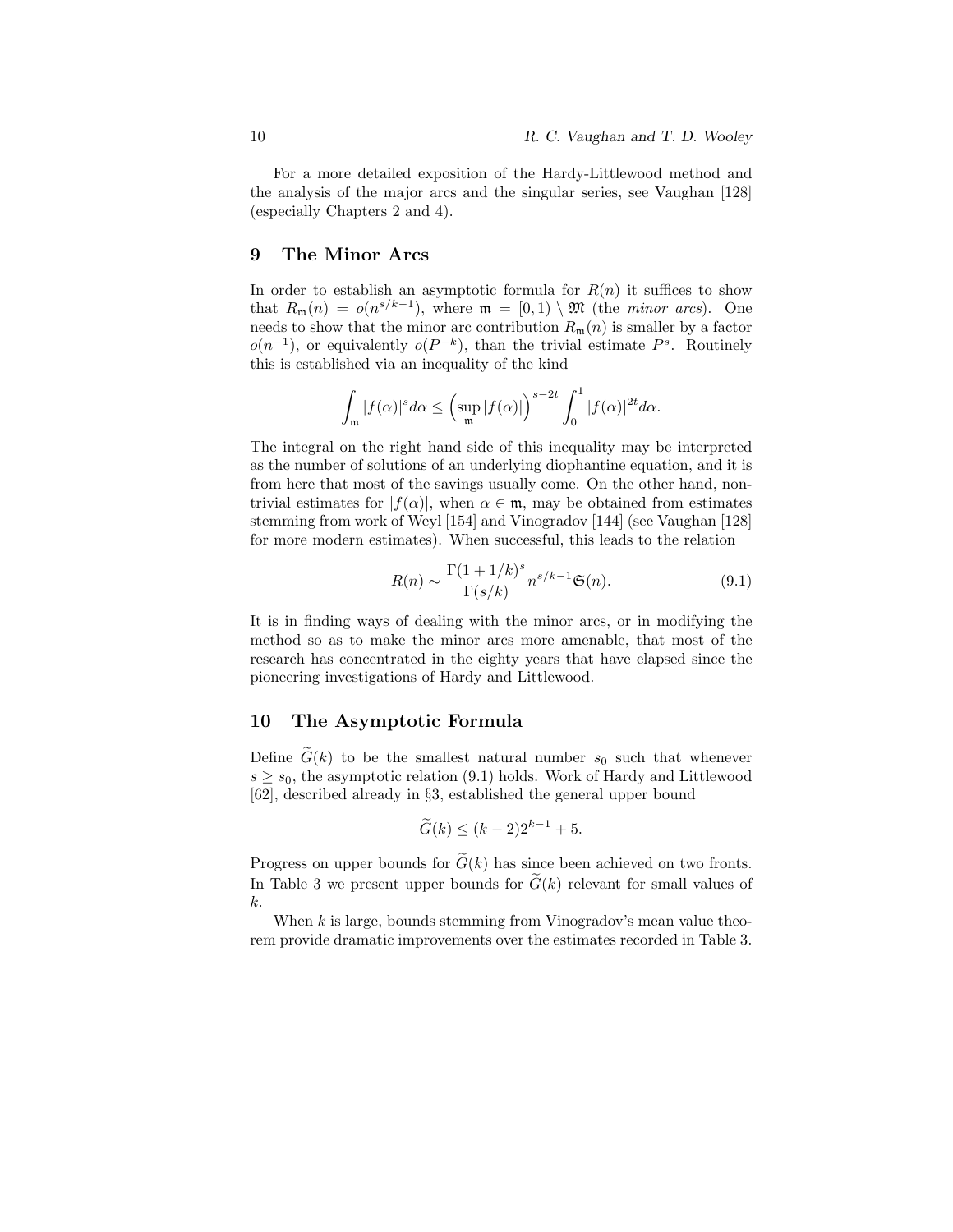For a more detailed exposition of the Hardy-Littlewood method and the analysis of the major arcs and the singular series, see Vaughan [128] (especially Chapters 2 and 4).

## 9 The Minor Arcs

In order to establish an asymptotic formula for $R(n)$ it suffices to show that $R_{\mathfrak{m}}(n) = o(n^{s/k-1})$, where $\mathfrak{m} = [0,1) \setminus \mathfrak{M}$ (the *minor arcs*). One needs to show that the minor arc contribution $R_{\mathfrak{m}}(n)$ is smaller by a factor $o(n^{-1})$, or equivalently $o(P^{-k})$, than the trivial estimate $P^s$. Routinely this is established via an inequality of the kind

$$\int_{\mathfrak{m}} |f(\alpha)|^s d\alpha \leq \Big(\sup_{\mathfrak{m}} |f(\alpha)|\Big)^{s-2t} \int_0^1 |f(\alpha)|^{2t} d\alpha.$$

The integral on the right hand side of this inequality may be interpreted as the number of solutions of an underlying diophantine equation, and it is from here that most of the savings usually come. On the other hand, non-trivial estimates for $|f(\alpha)|$, when $\alpha \in \mathfrak{m}$, may be obtained from estimates stemming from work of Weyl [154] and Vinogradov [144] (see Vaughan [128] for more modern estimates). When successful, this leads to the relation

$$R(n) \sim \frac{\Gamma(1+1/k)^s}{\Gamma(s/k)} n^{s/k-1} \mathfrak{S}(n). \tag{9.1}$$

It is in finding ways of dealing with the minor arcs, or in modifying the method so as to make the minor arcs more amenable, that most of the research has concentrated in the eighty years that have elapsed since the pioneering investigations of Hardy and Littlewood.

## 10 The Asymptotic Formula

Define $\widetilde{G}(k)$ to be the smallest natural number $s_0$ such that whenever $s \geq s_0$, the asymptotic relation (9.1) holds. Work of Hardy and Littlewood [62], described already in §3, established the general upper bound

$$\widetilde{G}(k) \leq (k-2)2^{k-1} + 5.$$

Progress on upper bounds for $\widetilde{G}(k)$ has since been achieved on two fronts. In Table 3 we present upper bounds for $\widetilde{G}(k)$ relevant for small values of $k$.

When $k$ is large, bounds stemming from Vinogradov's mean value theorem provide dramatic improvements over the estimates recorded in Table 3.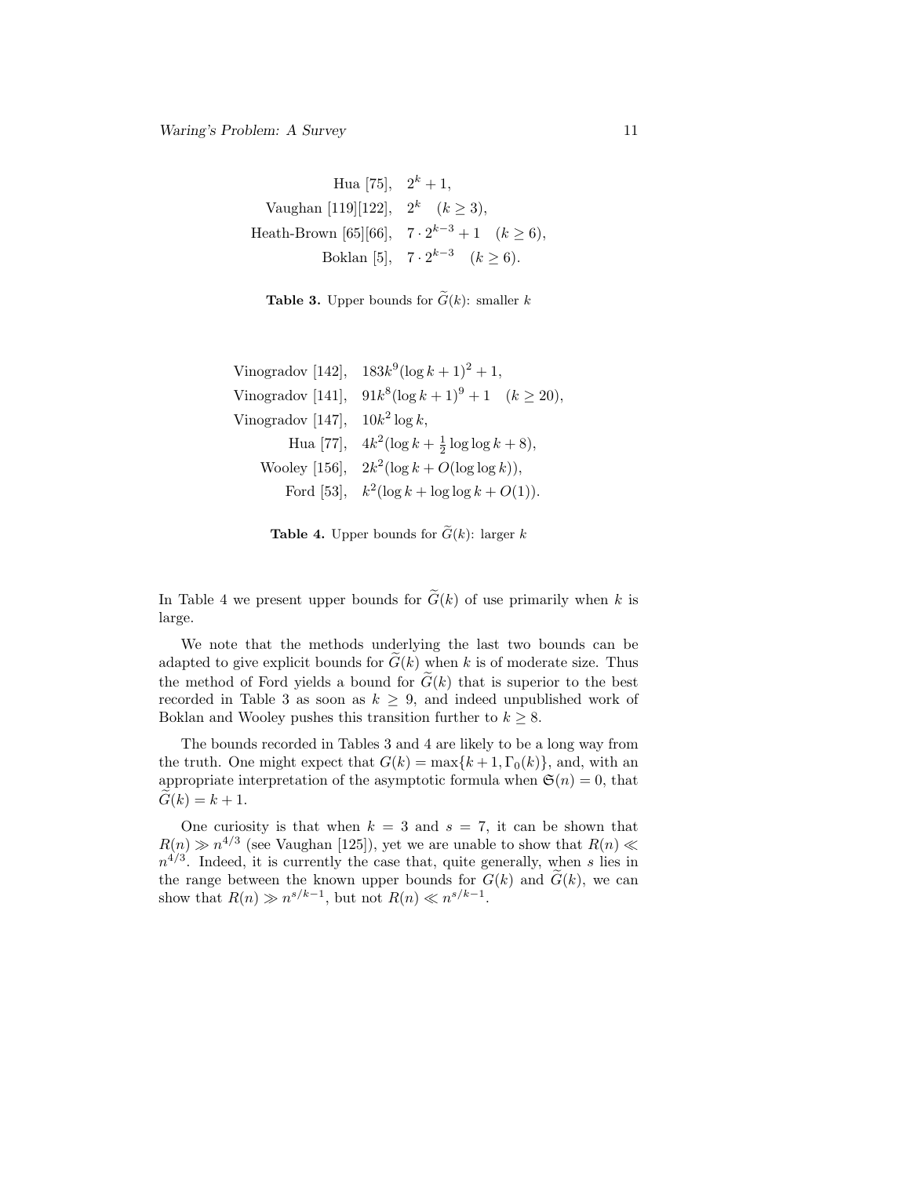| | |
|---|---|
| Hua [75], | $2^k + 1$, |
| Vaughan [119][122], | $2^k \quad (k \geq 3)$, |
| Heath-Brown [65][66], | $7 \cdot 2^{k-3} + 1 \quad (k \geq 6)$, |
| Boklan [5], | $7 \cdot 2^{k-3} \quad (k \geq 6)$. |

**Table 3.** Upper bounds for $\widetilde{G}(k)$: smaller $k$

| | |
|---|---|
| Vinogradov [142], | $183k^9(\log k + 1)^2 + 1$, |
| Vinogradov [141], | $91k^8(\log k + 1)^9 + 1 \quad (k \geq 20)$, |
| Vinogradov [147], | $10k^2 \log k$, |
| Hua [77], | $4k^2(\log k + \frac{1}{2}\log\log k + 8)$, |
| Wooley [156], | $2k^2(\log k + O(\log\log k))$, |
| Ford [53], | $k^2(\log k + \log\log k + O(1))$. |

**Table 4.** Upper bounds for $\widetilde{G}(k)$: larger $k$

In Table 4 we present upper bounds for $\widetilde{G}(k)$ of use primarily when $k$ is large.

We note that the methods underlying the last two bounds can be adapted to give explicit bounds for $\widetilde{G}(k)$ when $k$ is of moderate size. Thus the method of Ford yields a bound for $\widetilde{G}(k)$ that is superior to the best recorded in Table 3 as soon as $k \geq 9$, and indeed unpublished work of Boklan and Wooley pushes this transition further to $k \geq 8$.

The bounds recorded in Tables 3 and 4 are likely to be a long way from the truth. One might expect that $G(k) = \max\{k+1, \Gamma_0(k)\}$, and, with an appropriate interpretation of the asymptotic formula when $\mathfrak{S}(n) = 0$, that $\widetilde{G}(k) = k + 1$.

One curiosity is that when $k = 3$ and $s = 7$, it can be shown that $R(n) \gg n^{4/3}$ (see Vaughan [125]), yet we are unable to show that $R(n) \ll n^{4/3}$. Indeed, it is currently the case that, quite generally, when $s$ lies in the range between the known upper bounds for $G(k)$ and $\widetilde{G}(k)$, we can show that $R(n) \gg n^{s/k-1}$, but not $R(n) \ll n^{s/k-1}$.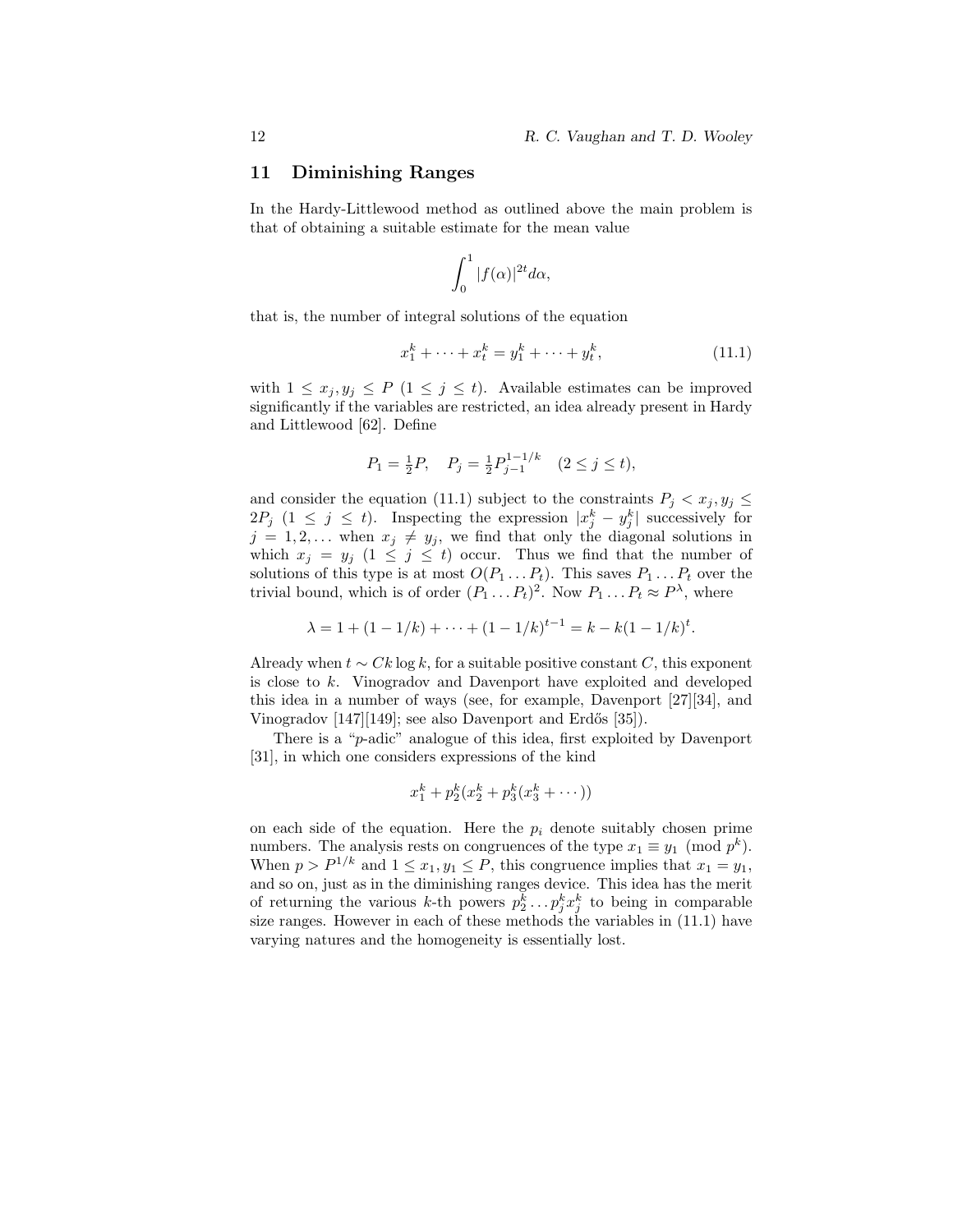## 11 Diminishing Ranges

In the Hardy-Littlewood method as outlined above the main problem is that of obtaining a suitable estimate for the mean value

$$\int_0^1 |f(\alpha)|^{2t} d\alpha,$$

that is, the number of integral solutions of the equation

$$x_1^k + \cdots + x_t^k = y_1^k + \cdots + y_t^k, \tag{11.1}$$

with $1 \leq x_j, y_j \leq P$ $(1 \leq j \leq t)$. Available estimates can be improved significantly if the variables are restricted, an idea already present in Hardy and Littlewood [62]. Define

$$P_1 = \tfrac{1}{2}P, \quad P_j = \tfrac{1}{2}P_{j-1}^{1-1/k} \quad (2 \leq j \leq t),$$

and consider the equation (11.1) subject to the constraints $P_j < x_j, y_j \leq 2P_j$ $(1 \leq j \leq t)$. Inspecting the expression $|x_j^k - y_j^k|$ successively for $j = 1, 2, \ldots$ when $x_j \neq y_j$, we find that only the diagonal solutions in which $x_j = y_j$ $(1 \leq j \leq t)$ occur. Thus we find that the number of solutions of this type is at most $O(P_1 \ldots P_t)$. This saves $P_1 \ldots P_t$ over the trivial bound, which is of order $(P_1 \ldots P_t)^2$. Now $P_1 \ldots P_t \approx P^\lambda$, where

$$\lambda = 1 + (1 - 1/k) + \cdots + (1 - 1/k)^{t-1} = k - k(1 - 1/k)^t.$$

Already when $t \sim Ck \log k$, for a suitable positive constant $C$, this exponent is close to $k$. Vinogradov and Davenport have exploited and developed this idea in a number of ways (see, for example, Davenport [27][34], and Vinogradov [147][149]; see also Davenport and Erdős [35]).

There is a "$p$-adic" analogue of this idea, first exploited by Davenport [31], in which one considers expressions of the kind

$$x_1^k + p_2^k(x_2^k + p_3^k(x_3^k + \cdots))$$

on each side of the equation. Here the $p_i$ denote suitably chosen prime numbers. The analysis rests on congruences of the type $x_1 \equiv y_1 \pmod{p^k}$. When $p > P^{1/k}$ and $1 \leq x_1, y_1 \leq P$, this congruence implies that $x_1 = y_1$, and so on, just as in the diminishing ranges device. This idea has the merit of returning the various $k$-th powers $p_2^k \ldots p_j^k x_j^k$ to being in comparable size ranges. However in each of these methods the variables in (11.1) have varying natures and the homogeneity is essentially lost.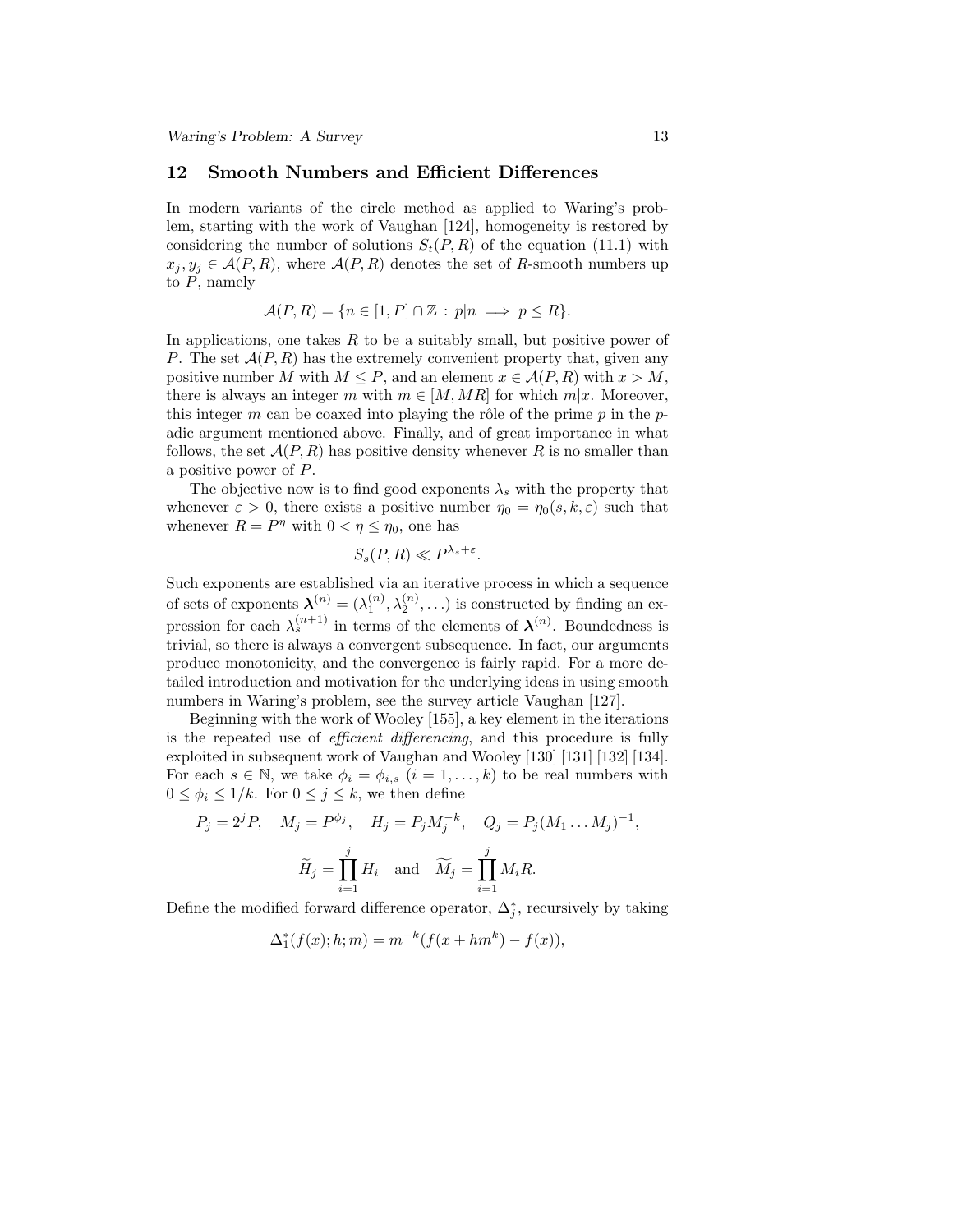## 12 Smooth Numbers and Efficient Differences

In modern variants of the circle method as applied to Waring's problem, starting with the work of Vaughan [124], homogeneity is restored by considering the number of solutions $S_t(P,R)$ of the equation (11.1) with $x_j, y_j \in \mathcal{A}(P,R)$, where $\mathcal{A}(P,R)$ denotes the set of $R$-smooth numbers up to $P$, namely

$$\mathcal{A}(P,R) = \{n \in [1,P] \cap \mathbb{Z} : p|n \implies p \leq R\}.$$

In applications, one takes $R$ to be a suitably small, but positive power of $P$. The set $\mathcal{A}(P,R)$ has the extremely convenient property that, given any positive number $M$ with $M \leq P$, and an element $x \in \mathcal{A}(P,R)$ with $x > M$, there is always an integer $m$ with $m \in [M, MR]$ for which $m|x$. Moreover, this integer $m$ can be coaxed into playing the rôle of the prime $p$ in the $p$-adic argument mentioned above. Finally, and of great importance in what follows, the set $\mathcal{A}(P,R)$ has positive density whenever $R$ is no smaller than a positive power of $P$.

The objective now is to find good exponents $\lambda_s$ with the property that whenever $\varepsilon > 0$, there exists a positive number $\eta_0 = \eta_0(s,k,\varepsilon)$ such that whenever $R = P^\eta$ with $0 < \eta \leq \eta_0$, one has

$$S_s(P,R) \ll P^{\lambda_s+\varepsilon}.$$

Such exponents are established via an iterative process in which a sequence of sets of exponents $\boldsymbol{\lambda}^{(n)} = (\lambda_1^{(n)}, \lambda_2^{(n)}, \ldots)$ is constructed by finding an expression for each $\lambda_s^{(n+1)}$ in terms of the elements of $\boldsymbol{\lambda}^{(n)}$. Boundedness is trivial, so there is always a convergent subsequence. In fact, our arguments produce monotonicity, and the convergence is fairly rapid. For a more detailed introduction and motivation for the underlying ideas in using smooth numbers in Waring's problem, see the survey article Vaughan [127].

Beginning with the work of Wooley [155], a key element in the iterations is the repeated use of *efficient differencing*, and this procedure is fully exploited in subsequent work of Vaughan and Wooley [130] [131] [132] [134]. For each $s \in \mathbb{N}$, we take $\phi_i = \phi_{i,s}$ $(i = 1, \ldots, k)$ to be real numbers with $0 \leq \phi_i \leq 1/k$. For $0 \leq j \leq k$, we then define

$$P_j = 2^j P, \quad M_j = P^{\phi_j}, \quad H_j = P_j M_j^{-k}, \quad Q_j = P_j (M_1 \ldots M_j)^{-1},$$

$$\widetilde{H}_j = \prod_{i=1}^{j} H_i \quad \text{and} \quad \widetilde{M}_j = \prod_{i=1}^{j} M_i R.$$

Define the modified forward difference operator, $\Delta_j^*$, recursively by taking

$$\Delta_1^*(f(x); h; m) = m^{-k}(f(x + hm^k) - f(x)),$$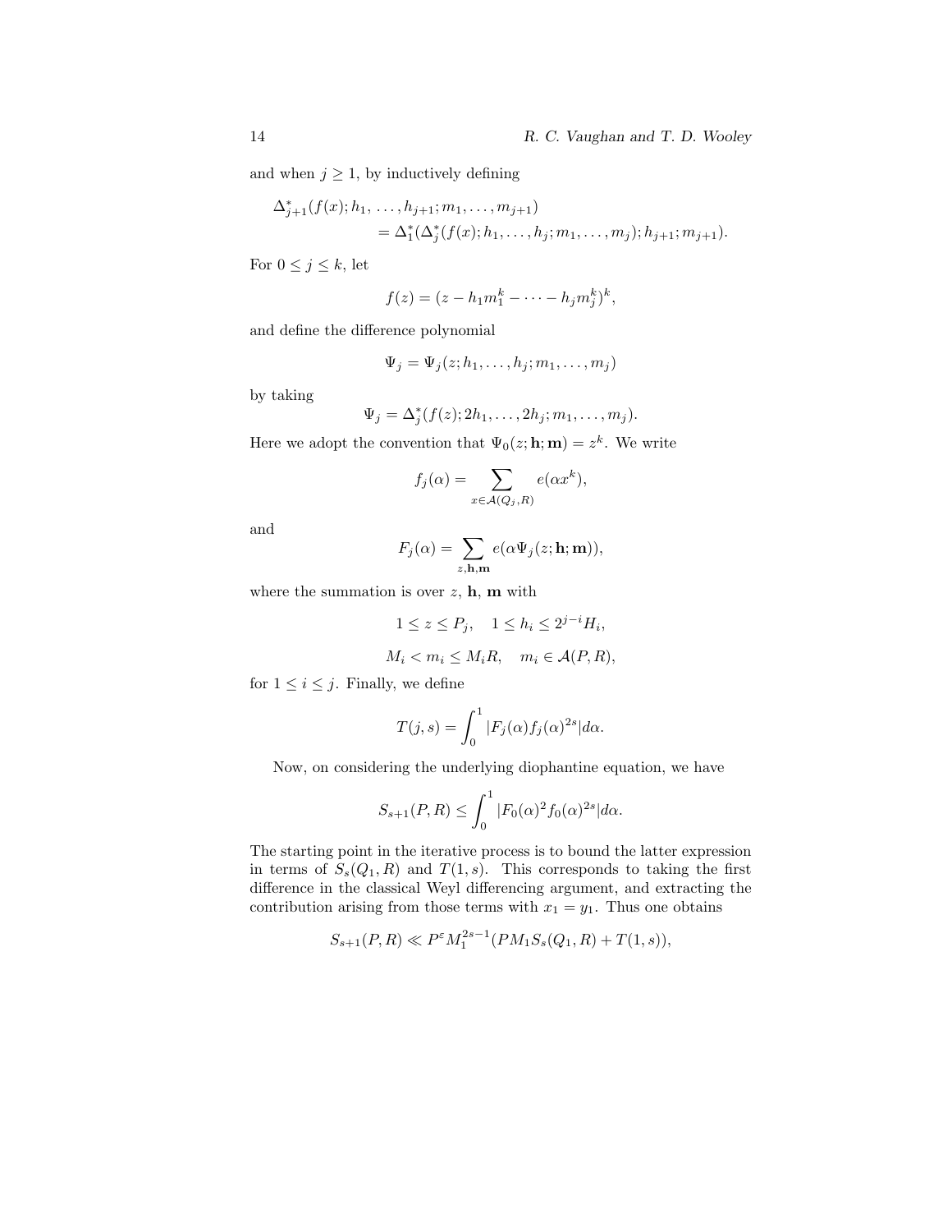and when $j \geq 1$, by inductively defining

$$\Delta_{j+1}^*(f(x); h_1, \ldots, h_{j+1}; m_1, \ldots, m_{j+1}) \\ = \Delta_1^*(\Delta_j^*(f(x); h_1, \ldots, h_j; m_1, \ldots, m_j); h_{j+1}; m_{j+1}).$$

For $0 \leq j \leq k$, let

$$f(z) = (z - h_1 m_1^k - \cdots - h_j m_j^k)^k,$$

and define the difference polynomial

$$\Psi_j = \Psi_j(z; h_1, \ldots, h_j; m_1, \ldots, m_j)$$

by taking

$$\Psi_j = \Delta_j^*(f(z); 2h_1, \ldots, 2h_j; m_1, \ldots, m_j).$$

Here we adopt the convention that $\Psi_0(z; \mathbf{h}; \mathbf{m}) = z^k$. We write

$$f_j(\alpha) = \sum_{x \in \mathcal{A}(Q_j, R)} e(\alpha x^k),$$

and

$$F_j(\alpha) = \sum_{z, \mathbf{h}, \mathbf{m}} e(\alpha \Psi_j(z; \mathbf{h}; \mathbf{m})),$$

where the summation is over $z$, $\mathbf{h}$, $\mathbf{m}$ with

$$1 \leq z \leq P_j, \quad 1 \leq h_i \leq 2^{j-i} H_i,$$

$$M_i < m_i \leq M_i R, \quad m_i \in \mathcal{A}(P, R),$$

for $1 \leq i \leq j$. Finally, we define

$$T(j, s) = \int_0^1 |F_j(\alpha) f_j(\alpha)^{2s}| d\alpha.$$

Now, on considering the underlying diophantine equation, we have

$$S_{s+1}(P, R) \leq \int_0^1 |F_0(\alpha)^2 f_0(\alpha)^{2s}| d\alpha.$$

The starting point in the iterative process is to bound the latter expression in terms of $S_s(Q_1, R)$ and $T(1, s)$. This corresponds to taking the first difference in the classical Weyl differencing argument, and extracting the contribution arising from those terms with $x_1 = y_1$. Thus one obtains

$$S_{s+1}(P, R) \ll P^\varepsilon M_1^{2s-1}(P M_1 S_s(Q_1, R) + T(1, s)),$$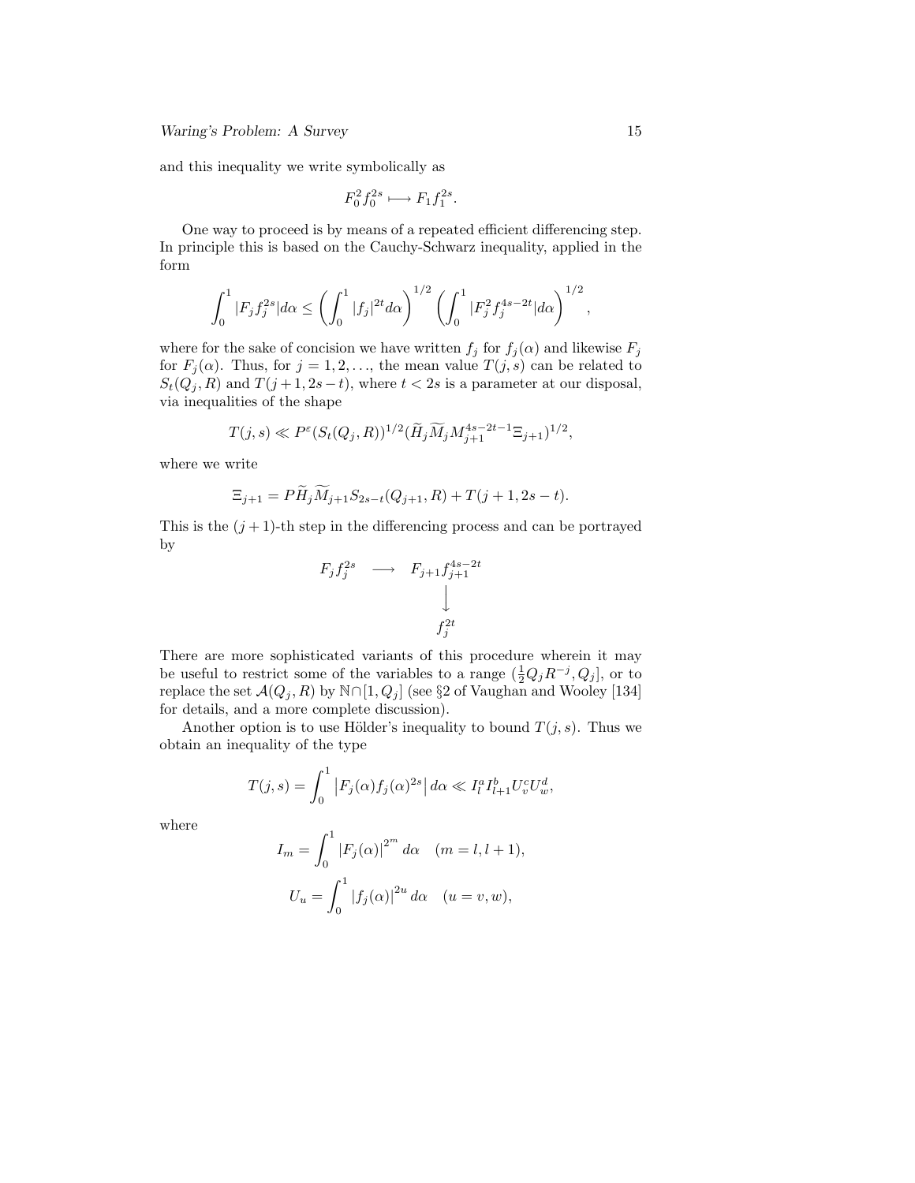and this inequality we write symbolically as

$$F_0^2 f_0^{2s} \longmapsto F_1 f_1^{2s}.$$

One way to proceed is by means of a repeated efficient differencing step. In principle this is based on the Cauchy-Schwarz inequality, applied in the form

$$\int_0^1 |F_j f_j^{2s}| d\alpha \leq \left( \int_0^1 |f_j|^{2t} d\alpha \right)^{1/2} \left( \int_0^1 |F_j^2 f_j^{4s-2t}| d\alpha \right)^{1/2},$$

where for the sake of concision we have written $f_j$ for $f_j(\alpha)$ and likewise $F_j$ for $F_j(\alpha)$. Thus, for $j = 1, 2, \ldots$, the mean value $T(j, s)$ can be related to $S_t(Q_j, R)$ and $T(j+1, 2s-t)$, where $t < 2s$ is a parameter at our disposal, via inequalities of the shape

$$T(j, s) \ll P^{\varepsilon} (S_t(Q_j, R))^{1/2} (\widetilde{H}_j \widetilde{M}_j M_{j+1}^{4s-2t-1} \Xi_{j+1})^{1/2},$$

where we write

$$\Xi_{j+1} = P \widetilde{H}_j \widetilde{M}_{j+1} S_{2s-t}(Q_{j+1}, R) + T(j+1, 2s-t).$$

This is the $(j+1)$-th step in the differencing process and can be portrayed by

$$\begin{array}{ccc} F_j f_j^{2s} & \longrightarrow & F_{j+1} f_{j+1}^{4s-2t} \\ & & \big\downarrow \\ & & f_j^{2t} \end{array}$$

There are more sophisticated variants of this procedure wherein it may be useful to restrict some of the variables to a range $(\frac{1}{2} Q_j R^{-j}, Q_j]$, or to replace the set $\mathcal{A}(Q_j, R)$ by $\mathbb{N} \cap [1, Q_j]$ (see §2 of Vaughan and Wooley [134] for details, and a more complete discussion).

Another option is to use Hölder's inequality to bound $T(j, s)$. Thus we obtain an inequality of the type

$$T(j, s) = \int_0^1 \left| F_j(\alpha) f_j(\alpha)^{2s} \right| d\alpha \ll I_l^a I_{l+1}^b U_v^c U_w^d,$$

where

$$I_m = \int_0^1 \left| F_j(\alpha) \right|^{2^m} d\alpha \quad (m = l, l+1),$$

$$U_u = \int_0^1 \left| f_j(\alpha) \right|^{2u} d\alpha \quad (u = v, w),$$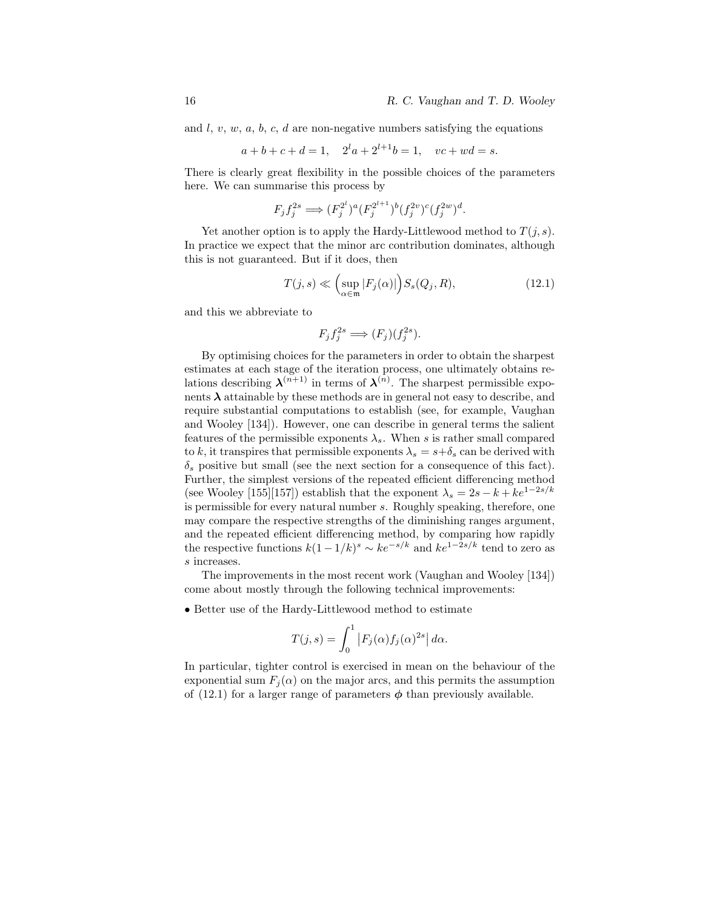and $l$, $v$, $w$, $a$, $b$, $c$, $d$ are non-negative numbers satisfying the equations

$$a+b+c+d=1, \quad 2^l a + 2^{l+1} b = 1, \quad vc + wd = s.$$

There is clearly great flexibility in the possible choices of the parameters here. We can summarise this process by

$$F_j f_j^{2s} \Longrightarrow (F_j^{2^l})^a (F_j^{2^{l+1}})^b (f_j^{2v})^c (f_j^{2w})^d.$$

Yet another option is to apply the Hardy-Littlewood method to $T(j,s)$. In practice we expect that the minor arc contribution dominates, although this is not guaranteed. But if it does, then

$$T(j,s) \ll \Big( \sup_{\alpha \in \mathfrak{m}} |F_j(\alpha)| \Big) S_s(Q_j, R), \tag{12.1}$$

and this we abbreviate to

$$F_j f_j^{2s} \Longrightarrow (F_j)(f_j^{2s}).$$

By optimising choices for the parameters in order to obtain the sharpest estimates at each stage of the iteration process, one ultimately obtains relations describing $\boldsymbol{\lambda}^{(n+1)}$ in terms of $\boldsymbol{\lambda}^{(n)}$. The sharpest permissible exponents $\boldsymbol{\lambda}$ attainable by these methods are in general not easy to describe, and require substantial computations to establish (see, for example, Vaughan and Wooley [134]). However, one can describe in general terms the salient features of the permissible exponents $\lambda_s$. When $s$ is rather small compared to $k$, it transpires that permissible exponents $\lambda_s = s + \delta_s$ can be derived with $\delta_s$ positive but small (see the next section for a consequence of this fact). Further, the simplest versions of the repeated efficient differencing method (see Wooley [155][157]) establish that the exponent $\lambda_s = 2s - k + ke^{1-2s/k}$ is permissible for every natural number $s$. Roughly speaking, therefore, one may compare the respective strengths of the diminishing ranges argument, and the repeated efficient differencing method, by comparing how rapidly the respective functions $k(1-1/k)^s \sim ke^{-s/k}$ and $ke^{1-2s/k}$ tend to zero as $s$ increases.

The improvements in the most recent work (Vaughan and Wooley [134]) come about mostly through the following technical improvements:

- Better use of the Hardy-Littlewood method to estimate

$$T(j,s) = \int_0^1 \big| F_j(\alpha) f_j(\alpha)^{2s} \big| \, d\alpha.$$

In particular, tighter control is exercised in mean on the behaviour of the exponential sum $F_j(\alpha)$ on the major arcs, and this permits the assumption of (12.1) for a larger range of parameters $\boldsymbol{\phi}$ than previously available.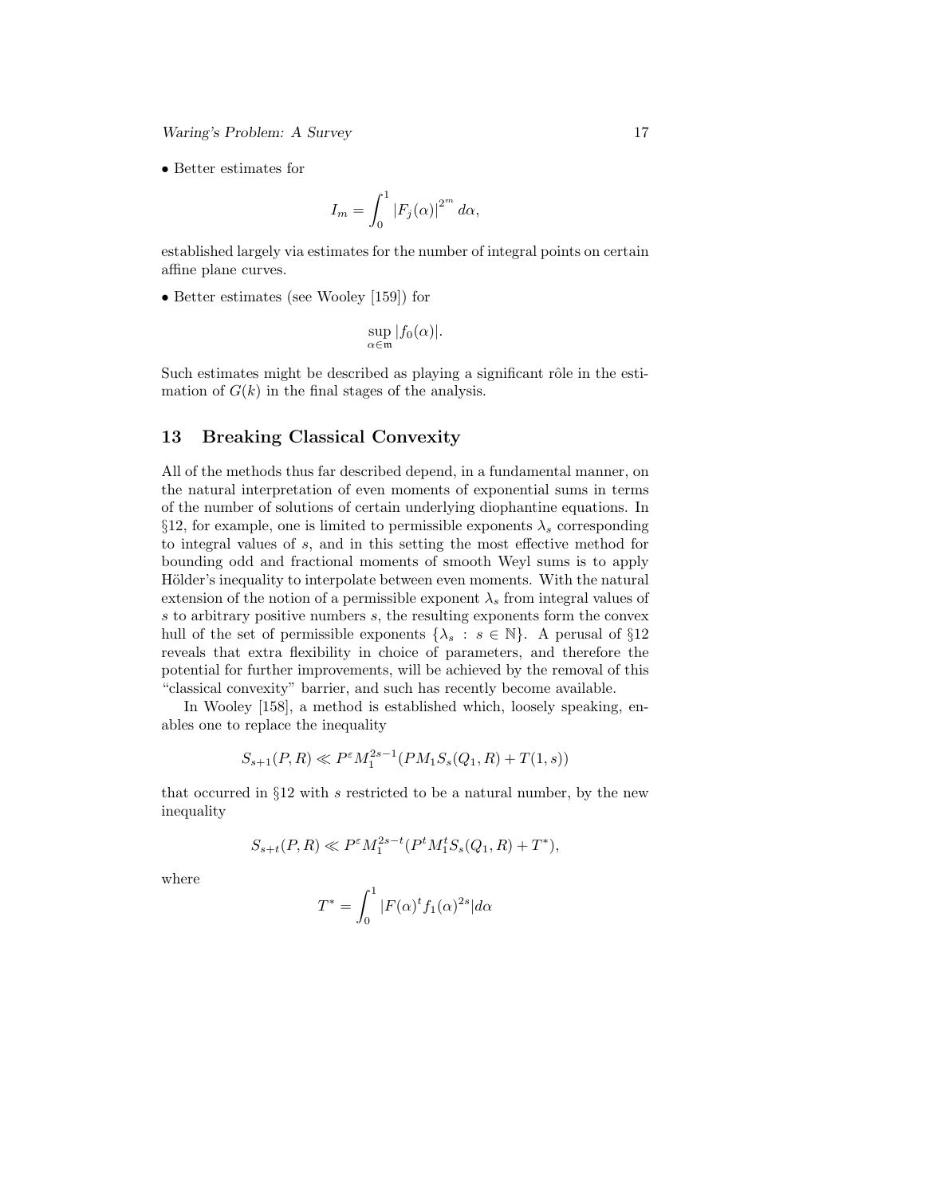• Better estimates for

$$I_m = \int_0^1 |F_j(\alpha)|^{2^m}\, d\alpha,$$

established largely via estimates for the number of integral points on certain affine plane curves.

• Better estimates (see Wooley [159]) for

$$\sup_{\alpha\in\mathfrak{m}} |f_0(\alpha)|.$$

Such estimates might be described as playing a significant rôle in the estimation of $G(k)$ in the final stages of the analysis.

## 13 Breaking Classical Convexity

All of the methods thus far described depend, in a fundamental manner, on the natural interpretation of even moments of exponential sums in terms of the number of solutions of certain underlying diophantine equations. In §12, for example, one is limited to permissible exponents $\lambda_s$ corresponding to integral values of $s$, and in this setting the most effective method for bounding odd and fractional moments of smooth Weyl sums is to apply Hölder's inequality to interpolate between even moments. With the natural extension of the notion of a permissible exponent $\lambda_s$ from integral values of $s$ to arbitrary positive numbers $s$, the resulting exponents form the convex hull of the set of permissible exponents $\{\lambda_s : s \in \mathbb{N}\}$. A perusal of §12 reveals that extra flexibility in choice of parameters, and therefore the potential for further improvements, will be achieved by the removal of this "classical convexity" barrier, and such has recently become available.

In Wooley [158], a method is established which, loosely speaking, enables one to replace the inequality

$$S_{s+1}(P,R) \ll P^{\varepsilon} M_1^{2s-1}(PM_1 S_s(Q_1,R) + T(1,s))$$

that occurred in §12 with $s$ restricted to be a natural number, by the new inequality

$$S_{s+t}(P,R) \ll P^{\varepsilon} M_1^{2s-t}(P^t M_1^t S_s(Q_1,R) + T^*),$$

where

$$T^* = \int_0^1 |F(\alpha)^t f_1(\alpha)^{2s}| d\alpha$$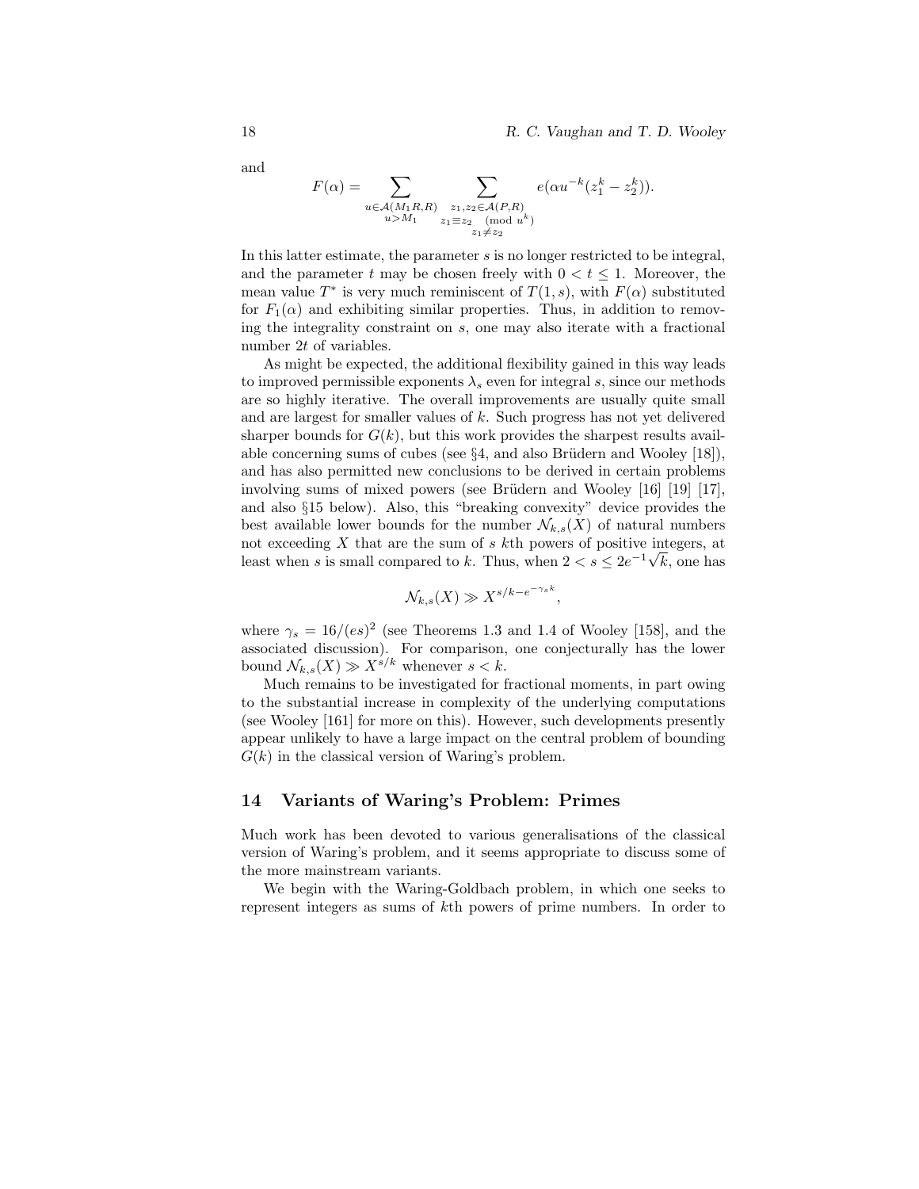and

$$F(\alpha) = \sum_{\substack{u \in \mathcal{A}(M_1 R, R) \\ u > M_1}} \sum_{\substack{z_1, z_2 \in \mathcal{A}(P,R) \\ z_1 \equiv z_2 \pmod{u^k} \\ z_1 \neq z_2}} e(\alpha u^{-k}(z_1^k - z_2^k)).$$

In this latter estimate, the parameter $s$ is no longer restricted to be integral, and the parameter $t$ may be chosen freely with $0 < t \leq 1$. Moreover, the mean value $T^*$ is very much reminiscent of $T(1, s)$, with $F(\alpha)$ substituted for $F_1(\alpha)$ and exhibiting similar properties. Thus, in addition to removing the integrality constraint on $s$, one may also iterate with a fractional number $2t$ of variables.

As might be expected, the additional flexibility gained in this way leads to improved permissible exponents $\lambda_s$ even for integral $s$, since our methods are so highly iterative. The overall improvements are usually quite small and are largest for smaller values of $k$. Such progress has not yet delivered sharper bounds for $G(k)$, but this work provides the sharpest results available concerning sums of cubes (see §4, and also Brüdern and Wooley [18]), and has also permitted new conclusions to be derived in certain problems involving sums of mixed powers (see Brüdern and Wooley [16] [19] [17], and also §15 below). Also, this "breaking convexity" device provides the best available lower bounds for the number $\mathcal{N}_{k,s}(X)$ of natural numbers not exceeding $X$ that are the sum of $s$ $k$th powers of positive integers, at least when $s$ is small compared to $k$. Thus, when $2 < s \leq 2e^{-1}\sqrt{k}$, one has

$$\mathcal{N}_{k,s}(X) \gg X^{s/k - e^{-\gamma_s k}},$$

where $\gamma_s = 16/(es)^2$ (see Theorems 1.3 and 1.4 of Wooley [158], and the associated discussion). For comparison, one conjecturally has the lower bound $\mathcal{N}_{k,s}(X) \gg X^{s/k}$ whenever $s < k$.

Much remains to be investigated for fractional moments, in part owing to the substantial increase in complexity of the underlying computations (see Wooley [161] for more on this). However, such developments presently appear unlikely to have a large impact on the central problem of bounding $G(k)$ in the classical version of Waring's problem.

## 14 Variants of Waring's Problem: Primes

Much work has been devoted to various generalisations of the classical version of Waring's problem, and it seems appropriate to discuss some of the more mainstream variants.

We begin with the Waring-Goldbach problem, in which one seeks to represent integers as sums of $k$th powers of prime numbers. In order to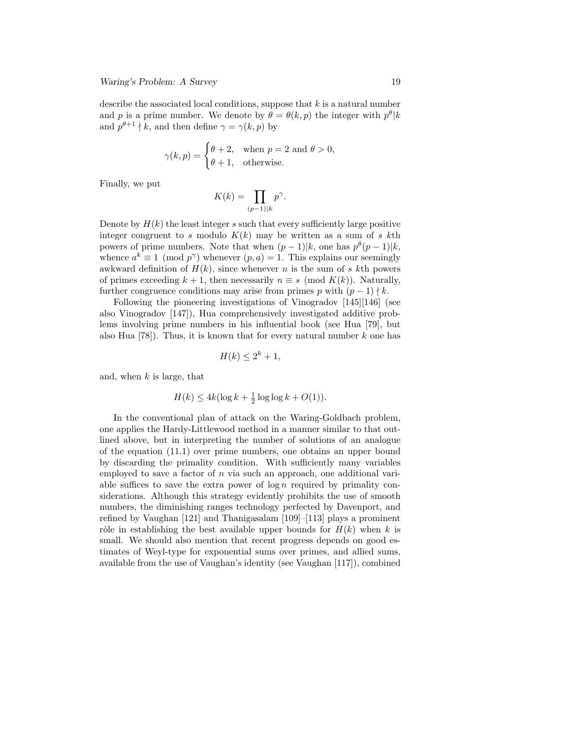describe the associated local conditions, suppose that $k$ is a natural number and $p$ is a prime number. We denote by $\theta = \theta(k,p)$ the integer with $p^\theta | k$ and $p^{\theta+1} \nmid k$, and then define $\gamma = \gamma(k,p)$ by

$$\gamma(k,p) = \begin{cases} \theta + 2, & \text{when } p = 2 \text{ and } \theta > 0, \\ \theta + 1, & \text{otherwise.} \end{cases}$$

Finally, we put

$$K(k) = \prod_{(p-1)|k} p^\gamma.$$

Denote by $H(k)$ the least integer $s$ such that every sufficiently large positive integer congruent to $s$ modulo $K(k)$ may be written as a sum of $s$ $k$th powers of prime numbers. Note that when $(p-1)|k$, one has $p^\theta(p-1)|k$, whence $a^k \equiv 1 \pmod{p^\gamma}$ whenever $(p,a) = 1$. This explains our seemingly awkward definition of $H(k)$, since whenever $n$ is the sum of $s$ $k$th powers of primes exceeding $k+1$, then necessarily $n \equiv s \pmod{K(k)}$. Naturally, further congruence conditions may arise from primes $p$ with $(p-1) \nmid k$.

Following the pioneering investigations of Vinogradov [145][146] (see also Vinogradov [147]), Hua comprehensively investigated additive problems involving prime numbers in his influential book (see Hua [79], but also Hua [78]). Thus, it is known that for every natural number $k$ one has

$$H(k) \leq 2^k + 1,$$

and, when $k$ is large, that

$$H(k) \leq 4k(\log k + \tfrac{1}{2}\log\log k + O(1)).$$

In the conventional plan of attack on the Waring-Goldbach problem, one applies the Hardy-Littlewood method in a manner similar to that outlined above, but in interpreting the number of solutions of an analogue of the equation (11.1) over prime numbers, one obtains an upper bound by discarding the primality condition. With sufficiently many variables employed to save a factor of $n$ via such an approach, one additional variable suffices to save the extra power of $\log n$ required by primality considerations. Although this strategy evidently prohibits the use of smooth numbers, the diminishing ranges technology perfected by Davenport, and refined by Vaughan [121] and Thanigasalam [109]–[113] plays a prominent rôle in establishing the best available upper bounds for $H(k)$ when $k$ is small. We should also mention that recent progress depends on good estimates of Weyl-type for exponential sums over primes, and allied sums, available from the use of Vaughan's identity (see Vaughan [117]), combined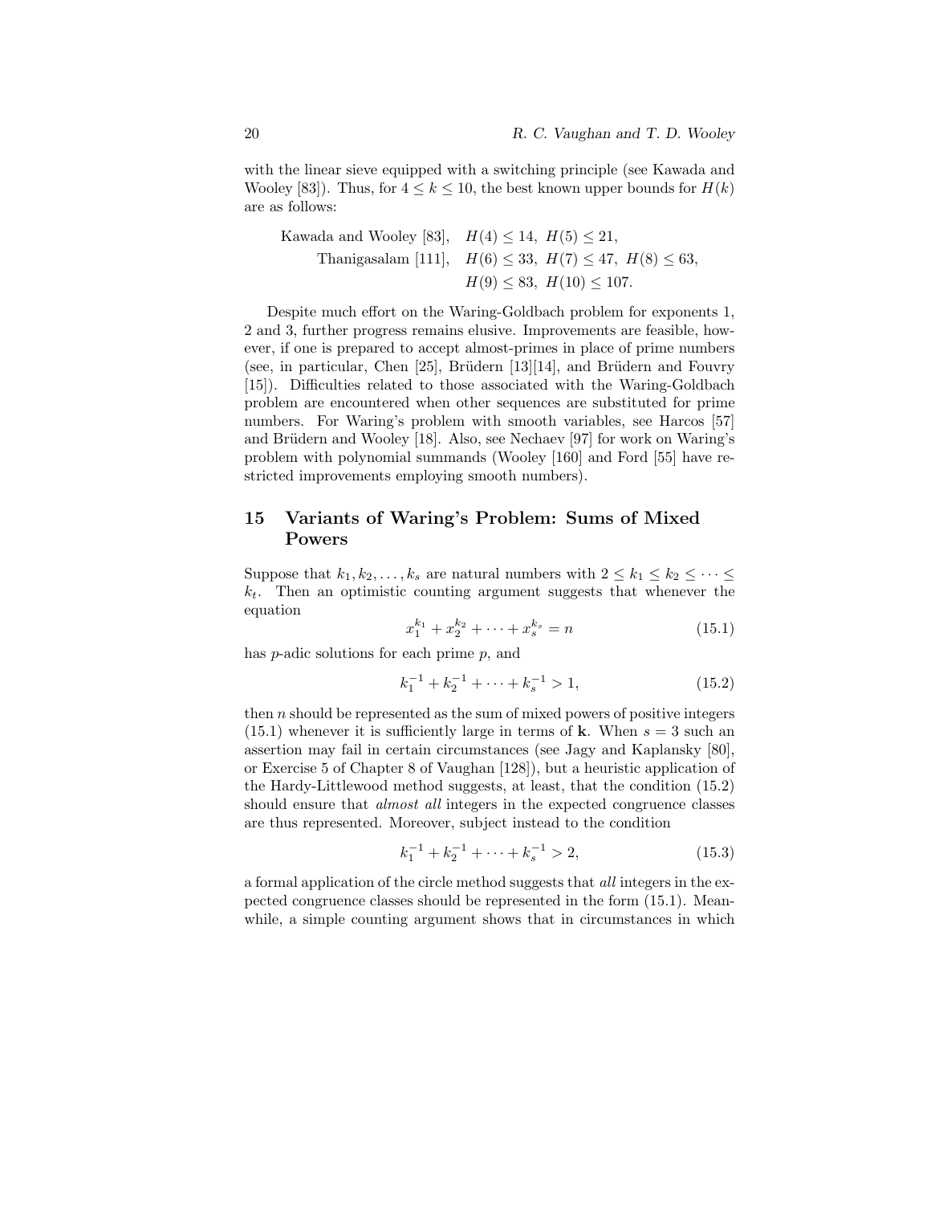with the linear sieve equipped with a switching principle (see Kawada and Wooley [83]). Thus, for $4 \le k \le 10$, the best known upper bounds for $H(k)$ are as follows:

$$\begin{aligned} &\text{Kawada and Wooley [83]}, \quad H(4) \le 14,\ H(5) \le 21, \\ &\text{Thanigasalam [111]}, \quad H(6) \le 33,\ H(7) \le 47,\ H(8) \le 63, \\ &\qquad\qquad\qquad\qquad\quad H(9) \le 83,\ H(10) \le 107. \end{aligned}$$

Despite much effort on the Waring-Goldbach problem for exponents 1, 2 and 3, further progress remains elusive. Improvements are feasible, however, if one is prepared to accept almost-primes in place of prime numbers (see, in particular, Chen [25], Brüdern [13][14], and Brüdern and Fouvry [15]). Difficulties related to those associated with the Waring-Goldbach problem are encountered when other sequences are substituted for prime numbers. For Waring's problem with smooth variables, see Harcos [57] and Brüdern and Wooley [18]. Also, see Nechaev [97] for work on Waring's problem with polynomial summands (Wooley [160] and Ford [55] have restricted improvements employing smooth numbers).

## 15 Variants of Waring's Problem: Sums of Mixed Powers

Suppose that $k_1, k_2, \ldots, k_s$ are natural numbers with $2 \le k_1 \le k_2 \le \cdots \le k_t$. Then an optimistic counting argument suggests that whenever the equation

$$x_1^{k_1} + x_2^{k_2} + \cdots + x_s^{k_s} = n \tag{15.1}$$

has $p$-adic solutions for each prime $p$, and

$$k_1^{-1} + k_2^{-1} + \cdots + k_s^{-1} > 1, \tag{15.2}$$

then $n$ should be represented as the sum of mixed powers of positive integers (15.1) whenever it is sufficiently large in terms of $\mathbf{k}$. When $s = 3$ such an assertion may fail in certain circumstances (see Jagy and Kaplansky [80], or Exercise 5 of Chapter 8 of Vaughan [128]), but a heuristic application of the Hardy-Littlewood method suggests, at least, that the condition (15.2) should ensure that *almost all* integers in the expected congruence classes are thus represented. Moreover, subject instead to the condition

$$k_1^{-1} + k_2^{-1} + \cdots + k_s^{-1} > 2, \tag{15.3}$$

a formal application of the circle method suggests that *all* integers in the expected congruence classes should be represented in the form (15.1). Meanwhile, a simple counting argument shows that in circumstances in which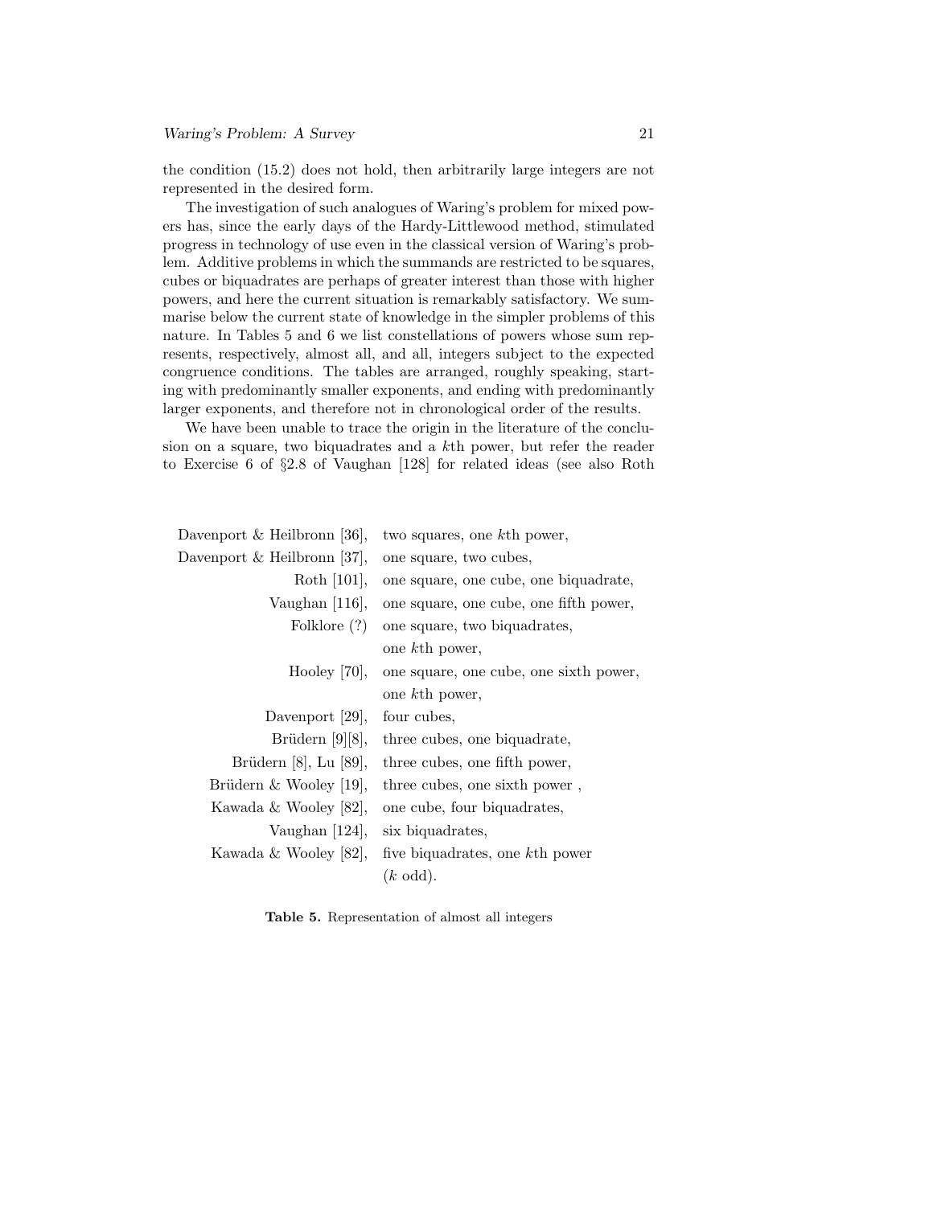the condition (15.2) does not hold, then arbitrarily large integers are not represented in the desired form.

The investigation of such analogues of Waring's problem for mixed powers has, since the early days of the Hardy-Littlewood method, stimulated progress in technology of use even in the classical version of Waring's problem. Additive problems in which the summands are restricted to be squares, cubes or biquadrates are perhaps of greater interest than those with higher powers, and here the current situation is remarkably satisfactory. We summarise below the current state of knowledge in the simpler problems of this nature. In Tables 5 and 6 we list constellations of powers whose sum represents, respectively, almost all, and all, integers subject to the expected congruence conditions. The tables are arranged, roughly speaking, starting with predominantly smaller exponents, and ending with predominantly larger exponents, and therefore not in chronological order of the results.

We have been unable to trace the origin in the literature of the conclusion on a square, two biquadrates and a $k$th power, but refer the reader to Exercise 6 of §2.8 of Vaughan [128] for related ideas (see also Roth

| | |
|---:|---|
| Davenport & Heilbronn [36], | two squares, one $k$th power, |
| Davenport & Heilbronn [37], | one square, two cubes, |
| Roth [101], | one square, one cube, one biquadrate, |
| Vaughan [116], | one square, one cube, one fifth power, |
| Folklore (?) | one square, two biquadrates, one $k$th power, |
| Hooley [70], | one square, one cube, one sixth power, one $k$th power, |
| Davenport [29], | four cubes, |
| Brüdern [9][8], | three cubes, one biquadrate, |
| Brüdern [8], Lu [89], | three cubes, one fifth power, |
| Brüdern & Wooley [19], | three cubes, one sixth power , |
| Kawada & Wooley [82], | one cube, four biquadrates, |
| Vaughan [124], | six biquadrates, |
| Kawada & Wooley [82], | five biquadrates, one $k$th power ($k$ odd). |

**Table 5.** Representation of almost all integers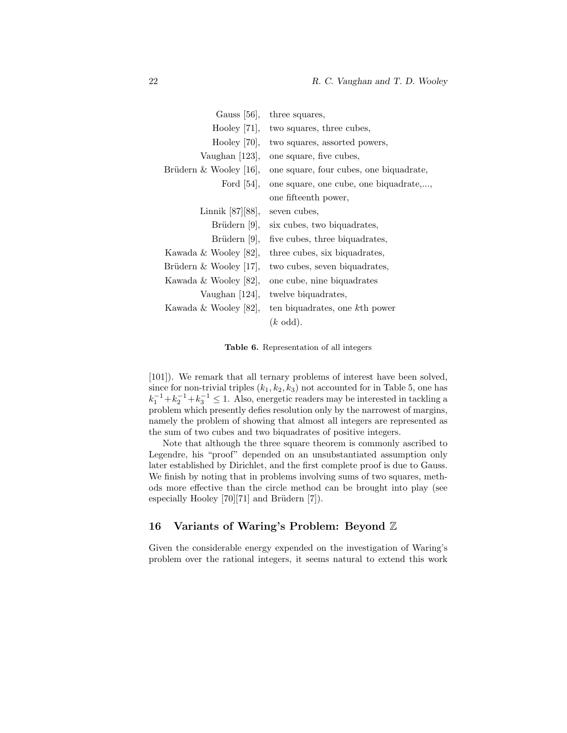| | |
|---|---|
| Gauss [56], | three squares, |
| Hooley [71], | two squares, three cubes, |
| Hooley [70], | two squares, assorted powers, |
| Vaughan [123], | one square, five cubes, |
| Brüdern & Wooley [16], | one square, four cubes, one biquadrate, |
| Ford [54], | one square, one cube, one biquadrate,..., one fifteenth power, |
| Linnik [87][88], | seven cubes, |
| Brüdern [9], | six cubes, two biquadrates, |
| Brüdern [9], | five cubes, three biquadrates, |
| Kawada & Wooley [82], | three cubes, six biquadrates, |
| Brüdern & Wooley [17], | two cubes, seven biquadrates, |
| Kawada & Wooley [82], | one cube, nine biquadrates |
| Vaughan [124], | twelve biquadrates, |
| Kawada & Wooley [82], | ten biquadrates, one $k$th power ($k$ odd). |

**Table 6.** Representation of all integers

[101]). We remark that all ternary problems of interest have been solved, since for non-trivial triples $(k_1, k_2, k_3)$ not accounted for in Table 5, one has $k_1^{-1}+k_2^{-1}+k_3^{-1} \le 1$. Also, energetic readers may be interested in tackling a problem which presently defies resolution only by the narrowest of margins, namely the problem of showing that almost all integers are represented as the sum of two cubes and two biquadrates of positive integers.

Note that although the three square theorem is commonly ascribed to Legendre, his "proof" depended on an unsubstantiated assumption only later established by Dirichlet, and the first complete proof is due to Gauss. We finish by noting that in problems involving sums of two squares, methods more effective than the circle method can be brought into play (see especially Hooley [70][71] and Brüdern [7]).

## 16 Variants of Waring's Problem: Beyond $\mathbb{Z}$

Given the considerable energy expended on the investigation of Waring's problem over the rational integers, it seems natural to extend this work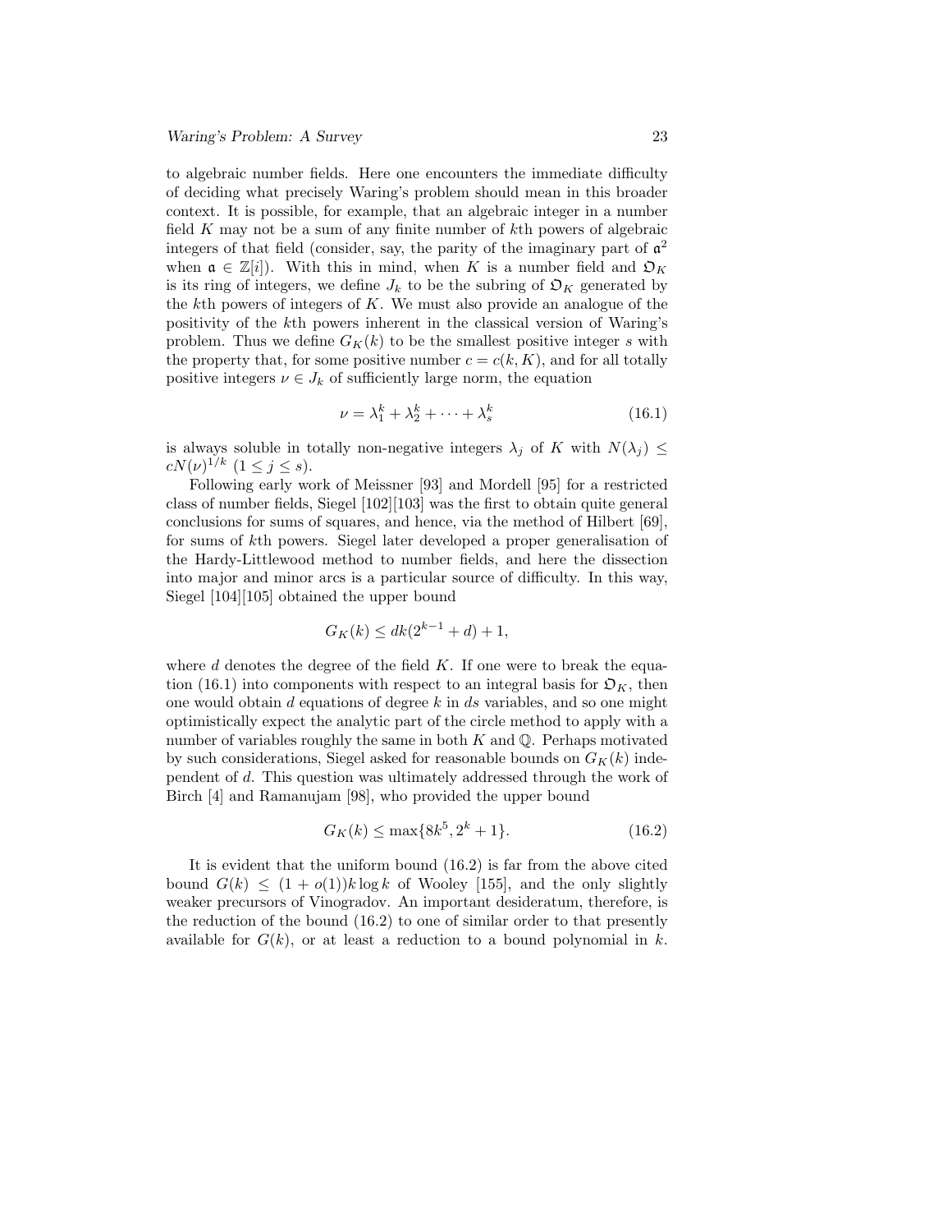to algebraic number fields. Here one encounters the immediate difficulty of deciding what precisely Waring's problem should mean in this broader context. It is possible, for example, that an algebraic integer in a number field $K$ may not be a sum of any finite number of $k$th powers of algebraic integers of that field (consider, say, the parity of the imaginary part of $\mathfrak{a}^2$ when $\mathfrak{a} \in \mathbb{Z}[i]$). With this in mind, when $K$ is a number field and $\mathfrak{O}_K$ is its ring of integers, we define $J_k$ to be the subring of $\mathfrak{O}_K$ generated by the $k$th powers of integers of $K$. We must also provide an analogue of the positivity of the $k$th powers inherent in the classical version of Waring's problem. Thus we define $G_K(k)$ to be the smallest positive integer $s$ with the property that, for some positive number $c = c(k, K)$, and for all totally positive integers $\nu \in J_k$ of sufficiently large norm, the equation

$$\nu = \lambda_1^k + \lambda_2^k + \cdots + \lambda_s^k \tag{16.1}$$

is always soluble in totally non-negative integers $\lambda_j$ of $K$ with $N(\lambda_j) \leq cN(\nu)^{1/k}$ $(1 \leq j \leq s)$.

Following early work of Meissner [93] and Mordell [95] for a restricted class of number fields, Siegel [102][103] was the first to obtain quite general conclusions for sums of squares, and hence, via the method of Hilbert [69], for sums of $k$th powers. Siegel later developed a proper generalisation of the Hardy-Littlewood method to number fields, and here the dissection into major and minor arcs is a particular source of difficulty. In this way, Siegel [104][105] obtained the upper bound

$$G_K(k) \leq dk(2^{k-1} + d) + 1,$$

where $d$ denotes the degree of the field $K$. If one were to break the equation (16.1) into components with respect to an integral basis for $\mathfrak{O}_K$, then one would obtain $d$ equations of degree $k$ in $ds$ variables, and so one might optimistically expect the analytic part of the circle method to apply with a number of variables roughly the same in both $K$ and $\mathbb{Q}$. Perhaps motivated by such considerations, Siegel asked for reasonable bounds on $G_K(k)$ independent of $d$. This question was ultimately addressed through the work of Birch [4] and Ramanujam [98], who provided the upper bound

$$G_K(k) \leq \max\{8k^5, 2^k + 1\}. \tag{16.2}$$

It is evident that the uniform bound (16.2) is far from the above cited bound $G(k) \leq (1 + o(1))k \log k$ of Wooley [155], and the only slightly weaker precursors of Vinogradov. An important desideratum, therefore, is the reduction of the bound (16.2) to one of similar order to that presently available for $G(k)$, or at least a reduction to a bound polynomial in $k$.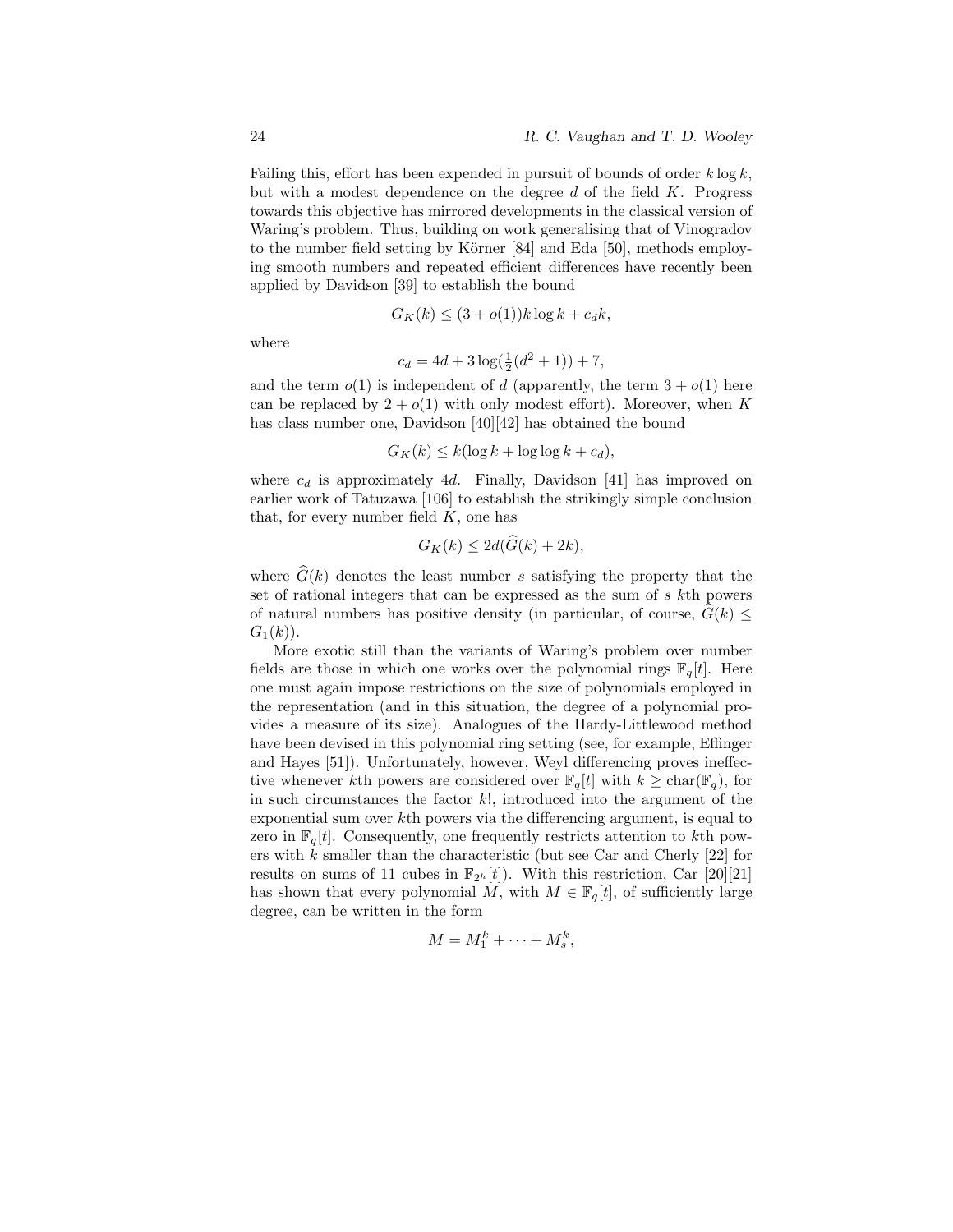Failing this, effort has been expended in pursuit of bounds of order $k \log k$, but with a modest dependence on the degree $d$ of the field $K$. Progress towards this objective has mirrored developments in the classical version of Waring's problem. Thus, building on work generalising that of Vinogradov to the number field setting by Körner [84] and Eda [50], methods employing smooth numbers and repeated efficient differences have recently been applied by Davidson [39] to establish the bound

$$G_K(k) \leq (3 + o(1))k \log k + c_d k,$$

where

$$c_d = 4d + 3\log(\tfrac{1}{2}(d^2+1)) + 7,$$

and the term $o(1)$ is independent of $d$ (apparently, the term $3 + o(1)$ here can be replaced by $2 + o(1)$ with only modest effort). Moreover, when $K$ has class number one, Davidson [40][42] has obtained the bound

$$G_K(k) \leq k(\log k + \log\log k + c_d),$$

where $c_d$ is approximately $4d$. Finally, Davidson [41] has improved on earlier work of Tatuzawa [106] to establish the strikingly simple conclusion that, for every number field $K$, one has

$$G_K(k) \leq 2d(\widehat{G}(k) + 2k),$$

where $\widehat{G}(k)$ denotes the least number $s$ satisfying the property that the set of rational integers that can be expressed as the sum of $s$ $k$th powers of natural numbers has positive density (in particular, of course, $\widehat{G}(k) \leq G_1(k)$).

More exotic still than the variants of Waring's problem over number fields are those in which one works over the polynomial rings $\mathbb{F}_q[t]$. Here one must again impose restrictions on the size of polynomials employed in the representation (and in this situation, the degree of a polynomial provides a measure of its size). Analogues of the Hardy-Littlewood method have been devised in this polynomial ring setting (see, for example, Effinger and Hayes [51]). Unfortunately, however, Weyl differencing proves ineffective whenever $k$th powers are considered over $\mathbb{F}_q[t]$ with $k \geq \mathrm{char}(\mathbb{F}_q)$, for in such circumstances the factor $k!$, introduced into the argument of the exponential sum over $k$th powers via the differencing argument, is equal to zero in $\mathbb{F}_q[t]$. Consequently, one frequently restricts attention to $k$th powers with $k$ smaller than the characteristic (but see Car and Cherly [22] for results on sums of 11 cubes in $\mathbb{F}_{2^h}[t]$). With this restriction, Car [20][21] has shown that every polynomial $M$, with $M \in \mathbb{F}_q[t]$, of sufficiently large degree, can be written in the form

$$M = M_1^k + \cdots + M_s^k,$$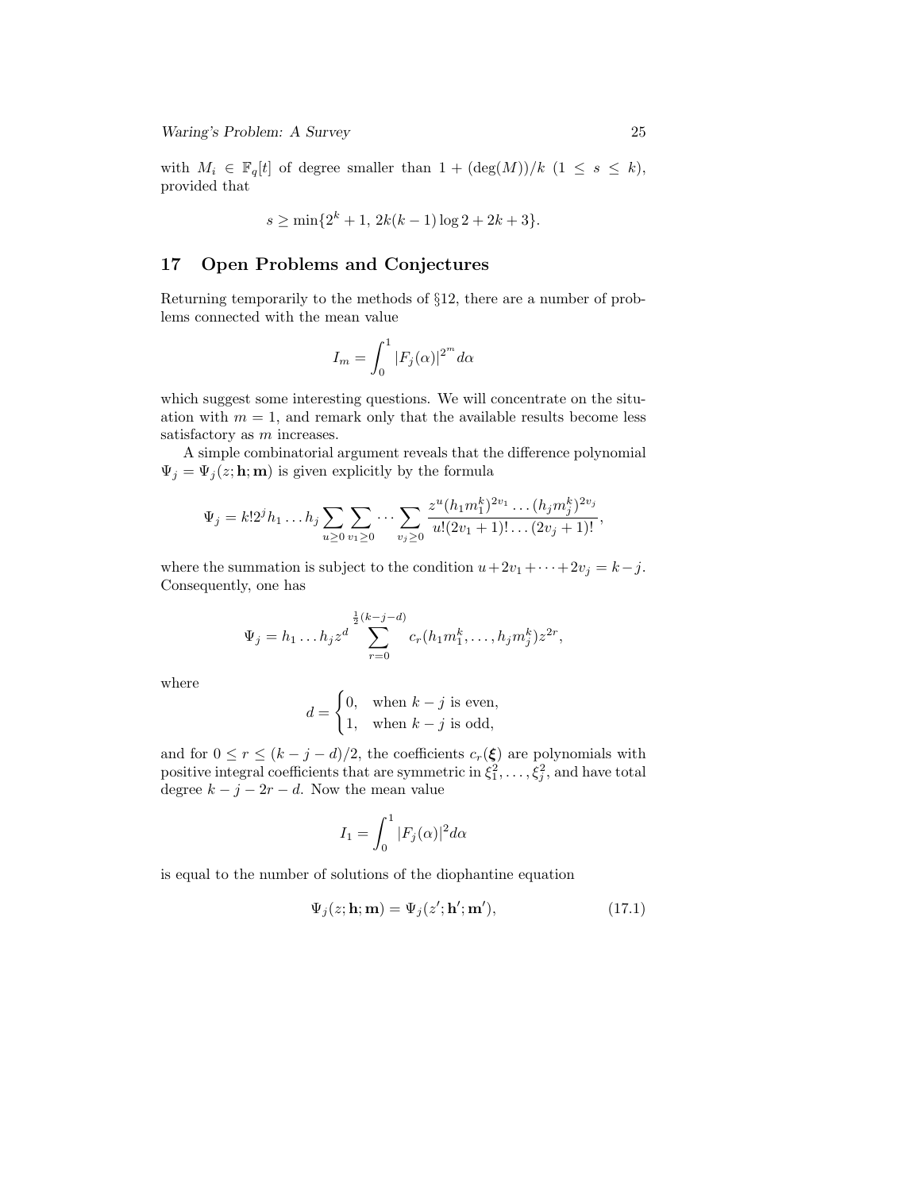with $M_i \in \mathbb{F}_q[t]$ of degree smaller than $1 + (\deg(M))/k$ $(1 \le s \le k)$, provided that

$$s \ge \min\{2^k + 1,\ 2k(k-1)\log 2 + 2k + 3\}.$$

## 17 Open Problems and Conjectures

Returning temporarily to the methods of §12, there are a number of problems connected with the mean value

$$I_m = \int_0^1 |F_j(\alpha)|^{2^m} d\alpha$$

which suggest some interesting questions. We will concentrate on the situation with $m = 1$, and remark only that the available results become less satisfactory as $m$ increases.

A simple combinatorial argument reveals that the difference polynomial $\Psi_j = \Psi_j(z; \mathbf{h}; \mathbf{m})$ is given explicitly by the formula

$$\Psi_j = k! 2^j h_1 \dots h_j \sum_{u \ge 0} \sum_{v_1 \ge 0} \cdots \sum_{v_j \ge 0} \frac{z^u (h_1 m_1^k)^{2v_1} \dots (h_j m_j^k)^{2v_j}}{u!(2v_1+1)! \dots (2v_j+1)!},$$

where the summation is subject to the condition $u + 2v_1 + \dots + 2v_j = k - j$. Consequently, one has

$$\Psi_j = h_1 \dots h_j z^d \sum_{r=0}^{\frac{1}{2}(k-j-d)} c_r(h_1 m_1^k, \dots, h_j m_j^k) z^{2r},$$

where

$$d = \begin{cases} 0, & \text{when } k-j \text{ is even,} \\ 1, & \text{when } k-j \text{ is odd,} \end{cases}$$

and for $0 \le r \le (k-j-d)/2$, the coefficients $c_r(\boldsymbol{\xi})$ are polynomials with positive integral coefficients that are symmetric in $\xi_1^2, \dots, \xi_j^2$, and have total degree $k - j - 2r - d$. Now the mean value

$$I_1 = \int_0^1 |F_j(\alpha)|^2 d\alpha$$

is equal to the number of solutions of the diophantine equation

$$\Psi_j(z; \mathbf{h}; \mathbf{m}) = \Psi_j(z'; \mathbf{h}'; \mathbf{m}'), \tag{17.1}$$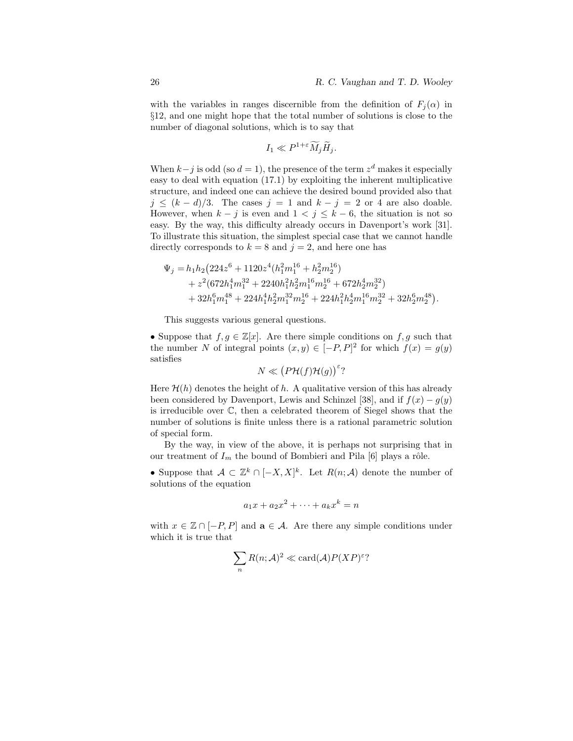with the variables in ranges discernible from the definition of $F_j(\alpha)$ in §12, and one might hope that the total number of solutions is close to the number of diagonal solutions, which is to say that

$$I_1 \ll P^{1+\varepsilon}\widetilde{M}_j\widetilde{H}_j.$$

When $k-j$ is odd (so $d=1$), the presence of the term $z^d$ makes it especially easy to deal with equation (17.1) by exploiting the inherent multiplicative structure, and indeed one can achieve the desired bound provided also that $j \le (k-d)/3$. The cases $j=1$ and $k-j=2$ or $4$ are also doable. However, when $k-j$ is even and $1 < j \le k-6$, the situation is not so easy. By the way, this difficulty already occurs in Davenport's work [31]. To illustrate this situation, the simplest special case that we cannot handle directly corresponds to $k=8$ and $j=2$, and here one has

$$\begin{aligned}\Psi_j = h_1h_2\bigl(&224z^6 + 1120z^4(h_1^2m_1^{16} + h_2^2m_2^{16})\\ &+ z^2(672h_1^4m_1^{32} + 2240h_1^2h_2^2m_1^{16}m_2^{16} + 672h_2^4m_2^{32})\\ &+ 32h_1^6m_1^{48} + 224h_1^4h_2^2m_1^{32}m_2^{16} + 224h_1^2h_2^4m_1^{16}m_2^{32} + 32h_2^6m_2^{48}\bigr).\end{aligned}$$

This suggests various general questions.

• Suppose that $f,g \in \mathbb{Z}[x]$. Are there simple conditions on $f,g$ such that the number $N$ of integral points $(x,y) \in [-P,P]^2$ for which $f(x) = g(y)$ satisfies

$$N \ll \bigl(P\mathcal{H}(f)\mathcal{H}(g)\bigr)^{\varepsilon}?$$

Here $\mathcal{H}(h)$ denotes the height of $h$. A qualitative version of this has already been considered by Davenport, Lewis and Schinzel [38], and if $f(x)-g(y)$ is irreducible over $\mathbb{C}$, then a celebrated theorem of Siegel shows that the number of solutions is finite unless there is a rational parametric solution of special form.

By the way, in view of the above, it is perhaps not surprising that in our treatment of $I_m$ the bound of Bombieri and Pila [6] plays a rôle.

• Suppose that $\mathcal{A} \subset \mathbb{Z}^k \cap [-X,X]^k$. Let $R(n;\mathcal{A})$ denote the number of solutions of the equation

$$a_1x + a_2x^2 + \cdots + a_kx^k = n$$

with $x \in \mathbb{Z} \cap [-P,P]$ and $\mathbf{a} \in \mathcal{A}$. Are there any simple conditions under which it is true that

$$\sum_n R(n;\mathcal{A})^2 \ll \mathrm{card}(\mathcal{A})P(XP)^{\varepsilon}?$$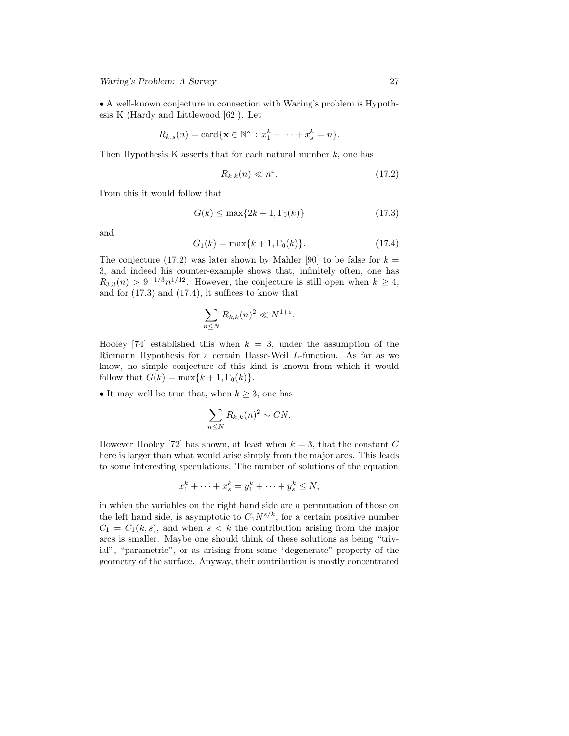• A well-known conjecture in connection with Waring's problem is Hypothesis K (Hardy and Littlewood [62]). Let

$$R_{k,s}(n) = \mathrm{card}\{\mathbf{x} \in \mathbb{N}^s \,:\, x_1^k + \cdots + x_s^k = n\}.$$

Then Hypothesis K asserts that for each natural number $k$, one has

$$R_{k,k}(n) \ll n^{\varepsilon}. \tag{17.2}$$

From this it would follow that

$$G(k) \leq \max\{2k+1, \Gamma_0(k)\} \tag{17.3}$$

and

$$G_1(k) = \max\{k+1, \Gamma_0(k)\}. \tag{17.4}$$

The conjecture (17.2) was later shown by Mahler [90] to be false for $k = 3$, and indeed his counter-example shows that, infinitely often, one has $R_{3,3}(n) > 9^{-1/3} n^{1/12}$. However, the conjecture is still open when $k \geq 4$, and for (17.3) and (17.4), it suffices to know that

$$\sum_{n \leq N} R_{k,k}(n)^2 \ll N^{1+\varepsilon}.$$

Hooley [74] established this when $k = 3$, under the assumption of the Riemann Hypothesis for a certain Hasse-Weil $L$-function. As far as we know, no simple conjecture of this kind is known from which it would follow that $G(k) = \max\{k+1, \Gamma_0(k)\}$.

• It may well be true that, when $k \geq 3$, one has

$$\sum_{n \leq N} R_{k,k}(n)^2 \sim CN.$$

However Hooley [72] has shown, at least when $k = 3$, that the constant $C$ here is larger than what would arise simply from the major arcs. This leads to some interesting speculations. The number of solutions of the equation

$$x_1^k + \cdots + x_s^k = y_1^k + \cdots + y_s^k \leq N,$$

in which the variables on the right hand side are a permutation of those on the left hand side, is asymptotic to $C_1 N^{s/k}$, for a certain positive number $C_1 = C_1(k,s)$, and when $s < k$ the contribution arising from the major arcs is smaller. Maybe one should think of these solutions as being "trivial", "parametric", or as arising from some "degenerate" property of the geometry of the surface. Anyway, their contribution is mostly concentrated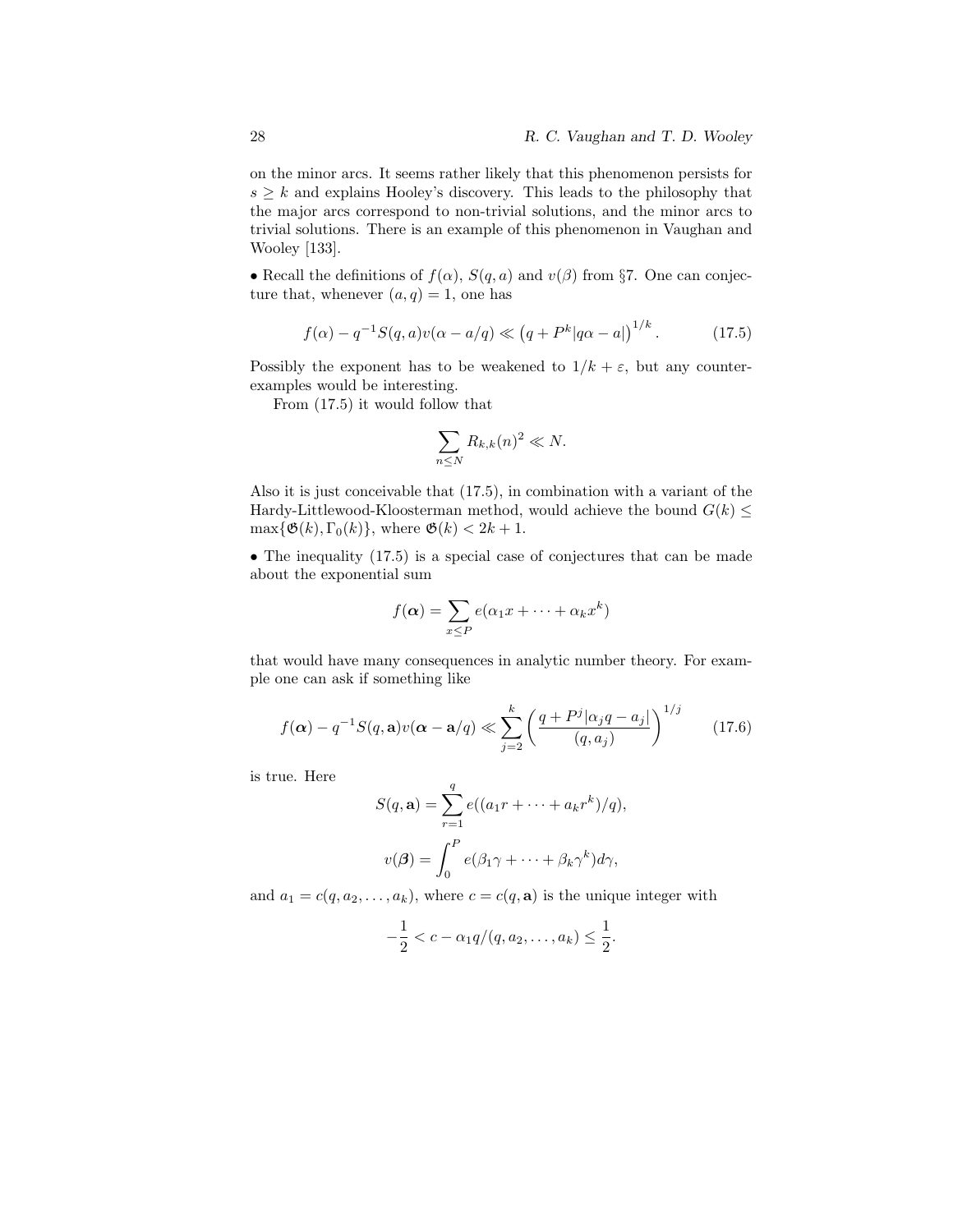on the minor arcs. It seems rather likely that this phenomenon persists for $s \geq k$ and explains Hooley's discovery. This leads to the philosophy that the major arcs correspond to non-trivial solutions, and the minor arcs to trivial solutions. There is an example of this phenomenon in Vaughan and Wooley [133].

• Recall the definitions of $f(\alpha)$, $S(q,a)$ and $v(\beta)$ from §7. One can conjecture that, whenever $(a,q)=1$, one has

$$f(\alpha) - q^{-1}S(q,a)v(\alpha - a/q) \ll \left(q + P^k|q\alpha - a|\right)^{1/k}. \tag{17.5}$$

Possibly the exponent has to be weakened to $1/k+\varepsilon$, but any counter-examples would be interesting.

From (17.5) it would follow that

$$\sum_{n \leq N} R_{k,k}(n)^2 \ll N.$$

Also it is just conceivable that (17.5), in combination with a variant of the Hardy-Littlewood-Kloosterman method, would achieve the bound $G(k) \leq \max\{\mathfrak{G}(k), \Gamma_0(k)\}$, where $\mathfrak{G}(k) < 2k+1$.

• The inequality (17.5) is a special case of conjectures that can be made about the exponential sum

$$f(\boldsymbol{\alpha}) = \sum_{x \leq P} e(\alpha_1 x + \cdots + \alpha_k x^k)$$

that would have many consequences in analytic number theory. For example one can ask if something like

$$f(\boldsymbol{\alpha}) - q^{-1}S(q,\mathbf{a})v(\boldsymbol{\alpha} - \mathbf{a}/q) \ll \sum_{j=2}^{k} \left( \frac{q + P^j|\alpha_j q - a_j|}{(q,a_j)} \right)^{1/j} \tag{17.6}$$

is true. Here

$$S(q,\mathbf{a}) = \sum_{r=1}^{q} e((a_1 r + \cdots + a_k r^k)/q),$$

$$v(\boldsymbol{\beta}) = \int_0^P e(\beta_1 \gamma + \cdots + \beta_k \gamma^k)d\gamma,$$

and $a_1 = c(q, a_2, \ldots, a_k)$, where $c = c(q,\mathbf{a})$ is the unique integer with

$$-\frac{1}{2} < c - \alpha_1 q/(q, a_2, \ldots, a_k) \leq \frac{1}{2}.$$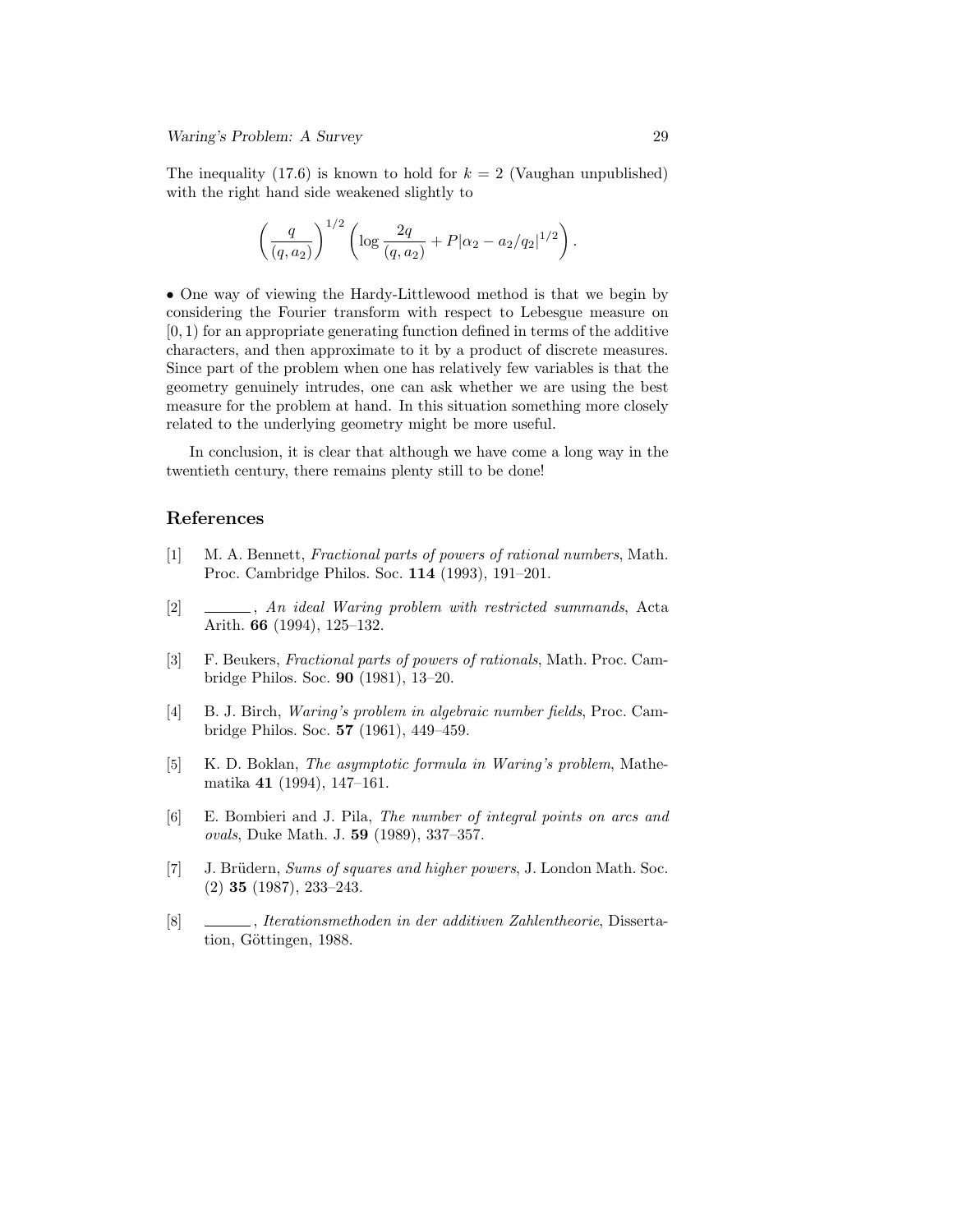The inequality (17.6) is known to hold for $k = 2$ (Vaughan unpublished) with the right hand side weakened slightly to

$$\left(\frac{q}{(q,a_2)}\right)^{1/2}\left(\log\frac{2q}{(q,a_2)} + P|\alpha_2 - a_2/q_2|^{1/2}\right).$$

• One way of viewing the Hardy-Littlewood method is that we begin by considering the Fourier transform with respect to Lebesgue measure on $[0,1)$ for an appropriate generating function defined in terms of the additive characters, and then approximate to it by a product of discrete measures. Since part of the problem when one has relatively few variables is that the geometry genuinely intrudes, one can ask whether we are using the best measure for the problem at hand. In this situation something more closely related to the underlying geometry might be more useful.

In conclusion, it is clear that although we have come a long way in the twentieth century, there remains plenty still to be done!

## References

[1] M. A. Bennett, *Fractional parts of powers of rational numbers*, Math. Proc. Cambridge Philos. Soc. **114** (1993), 191–201.

[2] ______, *An ideal Waring problem with restricted summands*, Acta Arith. **66** (1994), 125–132.

[3] F. Beukers, *Fractional parts of powers of rationals*, Math. Proc. Cambridge Philos. Soc. **90** (1981), 13–20.

[4] B. J. Birch, *Waring's problem in algebraic number fields*, Proc. Cambridge Philos. Soc. **57** (1961), 449–459.

[5] K. D. Boklan, *The asymptotic formula in Waring's problem*, Mathematika **41** (1994), 147–161.

[6] E. Bombieri and J. Pila, *The number of integral points on arcs and ovals*, Duke Math. J. **59** (1989), 337–357.

[7] J. Brüdern, *Sums of squares and higher powers*, J. London Math. Soc. (2) **35** (1987), 233–243.

[8] ______, *Iterationsmethoden in der additiven Zahlentheorie*, Dissertation, Göttingen, 1988.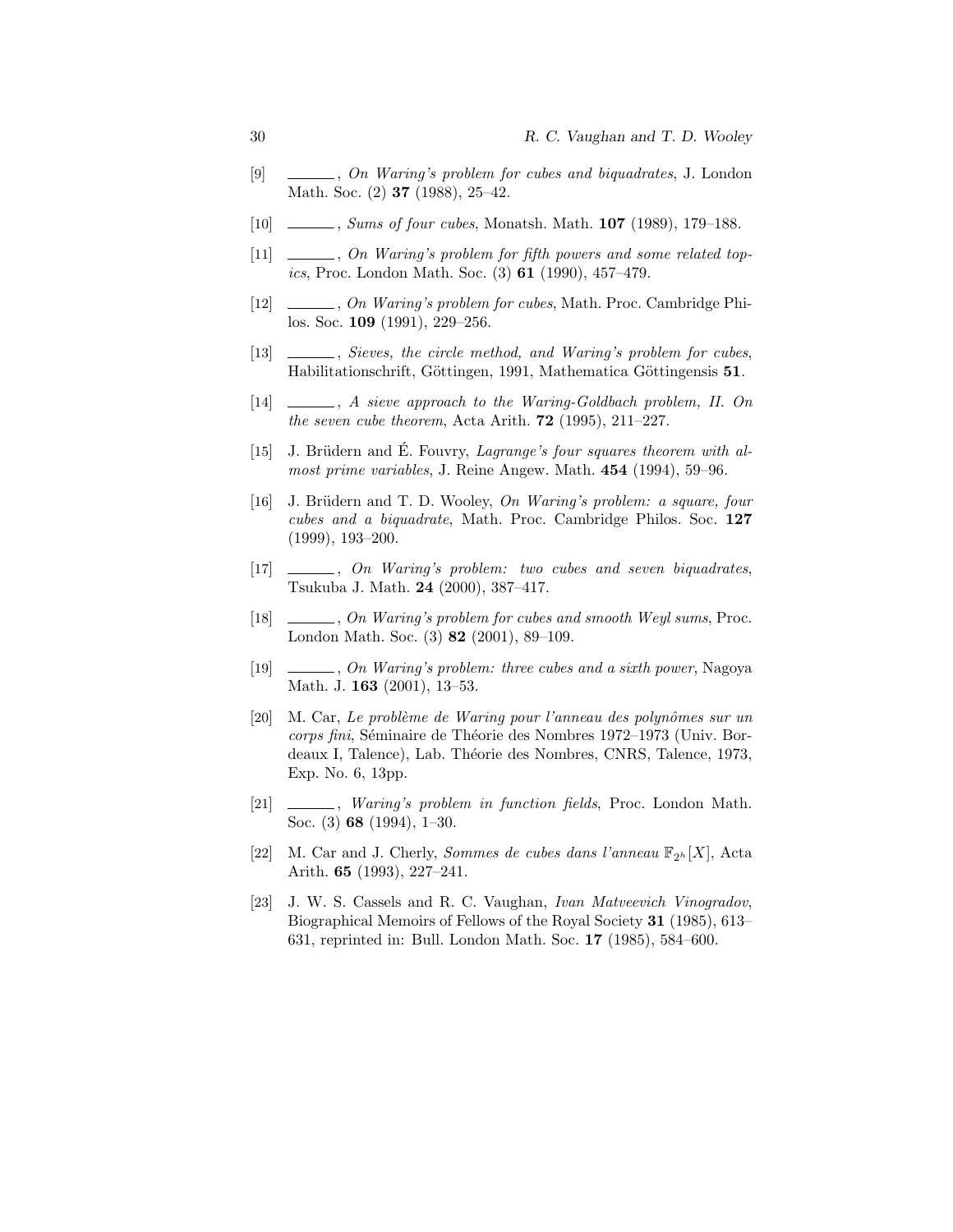[9] ———, *On Waring's problem for cubes and biquadrates*, J. London Math. Soc. (2) **37** (1988), 25–42.

[10] ———, *Sums of four cubes*, Monatsh. Math. **107** (1989), 179–188.

[11] ———, *On Waring's problem for fifth powers and some related topics*, Proc. London Math. Soc. (3) **61** (1990), 457–479.

[12] ———, *On Waring's problem for cubes*, Math. Proc. Cambridge Philos. Soc. **109** (1991), 229–256.

[13] ———, *Sieves, the circle method, and Waring's problem for cubes*, Habilitationschrift, Göttingen, 1991, Mathematica Göttingensis **51**.

[14] ———, *A sieve approach to the Waring-Goldbach problem, II. On the seven cube theorem*, Acta Arith. **72** (1995), 211–227.

[15] J. Brüdern and É. Fouvry, *Lagrange's four squares theorem with almost prime variables*, J. Reine Angew. Math. **454** (1994), 59–96.

[16] J. Brüdern and T. D. Wooley, *On Waring's problem: a square, four cubes and a biquadrate*, Math. Proc. Cambridge Philos. Soc. **127** (1999), 193–200.

[17] ———, *On Waring's problem: two cubes and seven biquadrates*, Tsukuba J. Math. **24** (2000), 387–417.

[18] ———, *On Waring's problem for cubes and smooth Weyl sums*, Proc. London Math. Soc. (3) **82** (2001), 89–109.

[19] ———, *On Waring's problem: three cubes and a sixth power*, Nagoya Math. J. **163** (2001), 13–53.

[20] M. Car, *Le problème de Waring pour l'anneau des polynômes sur un corps fini*, Séminaire de Théorie des Nombres 1972–1973 (Univ. Bordeaux I, Talence), Lab. Théorie des Nombres, CNRS, Talence, 1973, Exp. No. 6, 13pp.

[21] ———, *Waring's problem in function fields*, Proc. London Math. Soc. (3) **68** (1994), 1–30.

[22] M. Car and J. Cherly, *Sommes de cubes dans l'anneau* $\mathbb{F}_{2^h}[X]$, Acta Arith. **65** (1993), 227–241.

[23] J. W. S. Cassels and R. C. Vaughan, *Ivan Matveevich Vinogradov*, Biographical Memoirs of Fellows of the Royal Society **31** (1985), 613–631, reprinted in: Bull. London Math. Soc. **17** (1985), 584–600.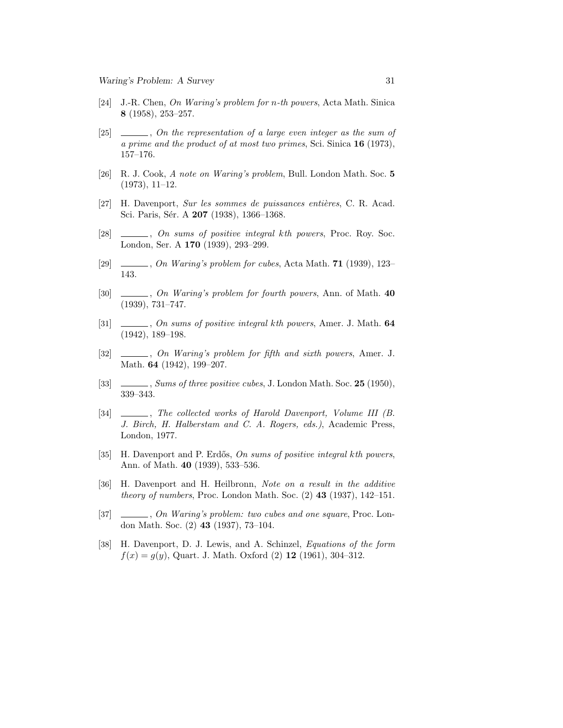[24] J.-R. Chen, *On Waring's problem for n-th powers*, Acta Math. Sinica **8** (1958), 253–257.

[25] ______, *On the representation of a large even integer as the sum of a prime and the product of at most two primes*, Sci. Sinica **16** (1973), 157–176.

[26] R. J. Cook, *A note on Waring's problem*, Bull. London Math. Soc. **5** (1973), 11–12.

[27] H. Davenport, *Sur les sommes de puissances entières*, C. R. Acad. Sci. Paris, Sér. A **207** (1938), 1366–1368.

[28] ______, *On sums of positive integral kth powers*, Proc. Roy. Soc. London, Ser. A **170** (1939), 293–299.

[29] ______, *On Waring's problem for cubes*, Acta Math. **71** (1939), 123–143.

[30] ______, *On Waring's problem for fourth powers*, Ann. of Math. **40** (1939), 731–747.

[31] ______, *On sums of positive integral kth powers*, Amer. J. Math. **64** (1942), 189–198.

[32] ______, *On Waring's problem for fifth and sixth powers*, Amer. J. Math. **64** (1942), 199–207.

[33] ______, *Sums of three positive cubes*, J. London Math. Soc. **25** (1950), 339–343.

[34] ______, *The collected works of Harold Davenport, Volume III (B. J. Birch, H. Halberstam and C. A. Rogers, eds.)*, Academic Press, London, 1977.

[35] H. Davenport and P. Erdős, *On sums of positive integral kth powers*, Ann. of Math. **40** (1939), 533–536.

[36] H. Davenport and H. Heilbronn, *Note on a result in the additive theory of numbers*, Proc. London Math. Soc. (2) **43** (1937), 142–151.

[37] ______, *On Waring's problem: two cubes and one square*, Proc. London Math. Soc. (2) **43** (1937), 73–104.

[38] H. Davenport, D. J. Lewis, and A. Schinzel, *Equations of the form $f(x) = g(y)$*, Quart. J. Math. Oxford (2) **12** (1961), 304–312.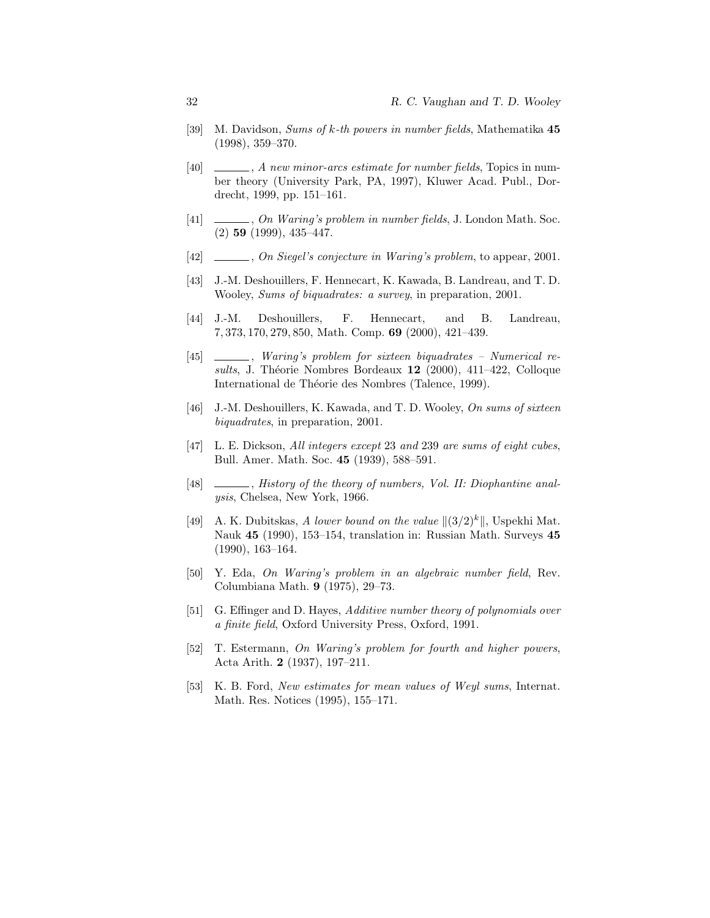[39] M. Davidson, *Sums of k-th powers in number fields*, Mathematika **45** (1998), 359–370.

[40] ______, *A new minor-arcs estimate for number fields*, Topics in number theory (University Park, PA, 1997), Kluwer Acad. Publ., Dordrecht, 1999, pp. 151–161.

[41] ______, *On Waring's problem in number fields*, J. London Math. Soc. (2) **59** (1999), 435–447.

[42] ______, *On Siegel's conjecture in Waring's problem*, to appear, 2001.

[43] J.-M. Deshouillers, F. Hennecart, K. Kawada, B. Landreau, and T. D. Wooley, *Sums of biquadrates: a survey*, in preparation, 2001.

[44] J.-M. Deshouillers, F. Hennecart, and B. Landreau, $7, 373, 170, 279, 850$, Math. Comp. **69** (2000), 421–439.

[45] ______, *Waring's problem for sixteen biquadrates – Numerical results*, J. Théorie Nombres Bordeaux **12** (2000), 411–422, Colloque International de Théorie des Nombres (Talence, 1999).

[46] J.-M. Deshouillers, K. Kawada, and T. D. Wooley, *On sums of sixteen biquadrates*, in preparation, 2001.

[47] L. E. Dickson, *All integers except* 23 *and* 239 *are sums of eight cubes*, Bull. Amer. Math. Soc. **45** (1939), 588–591.

[48] ______, *History of the theory of numbers, Vol. II: Diophantine analysis*, Chelsea, New York, 1966.

[49] A. K. Dubitskas, *A lower bound on the value* $\|(3/2)^k\|$, Uspekhi Mat. Nauk **45** (1990), 153–154, translation in: Russian Math. Surveys **45** (1990), 163–164.

[50] Y. Eda, *On Waring's problem in an algebraic number field*, Rev. Columbiana Math. **9** (1975), 29–73.

[51] G. Effinger and D. Hayes, *Additive number theory of polynomials over a finite field*, Oxford University Press, Oxford, 1991.

[52] T. Estermann, *On Waring's problem for fourth and higher powers*, Acta Arith. **2** (1937), 197–211.

[53] K. B. Ford, *New estimates for mean values of Weyl sums*, Internat. Math. Res. Notices (1995), 155–171.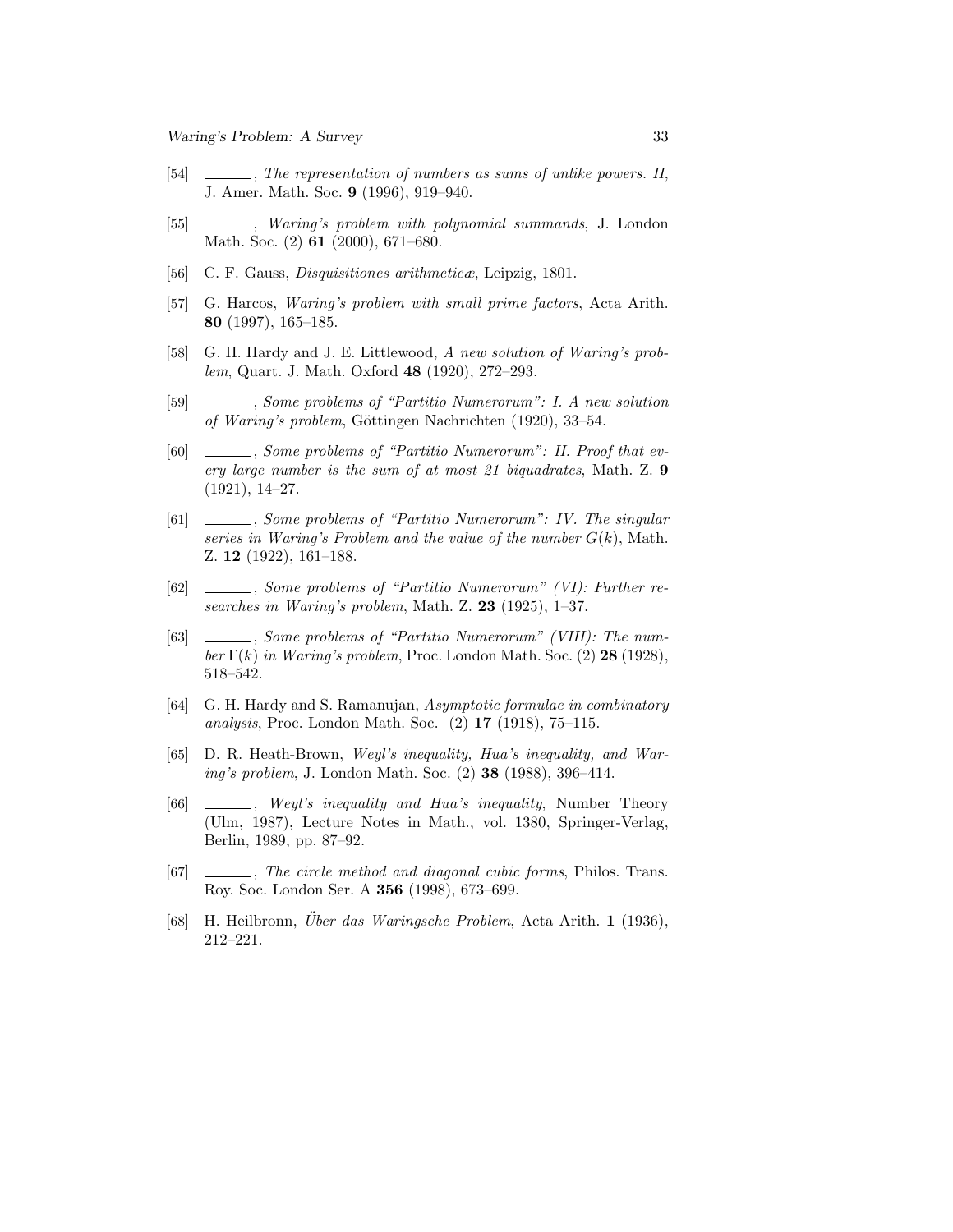[54] ______, *The representation of numbers as sums of unlike powers. II*, J. Amer. Math. Soc. **9** (1996), 919–940.

[55] ______, *Waring's problem with polynomial summands*, J. London Math. Soc. (2) **61** (2000), 671–680.

[56] C. F. Gauss, *Disquisitiones arithmeticæ*, Leipzig, 1801.

[57] G. Harcos, *Waring's problem with small prime factors*, Acta Arith. **80** (1997), 165–185.

[58] G. H. Hardy and J. E. Littlewood, *A new solution of Waring's problem*, Quart. J. Math. Oxford **48** (1920), 272–293.

[59] ______, *Some problems of "Partitio Numerorum": I. A new solution of Waring's problem*, Göttingen Nachrichten (1920), 33–54.

[60] ______, *Some problems of "Partitio Numerorum": II. Proof that every large number is the sum of at most 21 biquadrates*, Math. Z. **9** (1921), 14–27.

[61] ______, *Some problems of "Partitio Numerorum": IV. The singular series in Waring's Problem and the value of the number $G(k)$*, Math. Z. **12** (1922), 161–188.

[62] ______, *Some problems of "Partitio Numerorum" (VI): Further researches in Waring's problem*, Math. Z. **23** (1925), 1–37.

[63] ______, *Some problems of "Partitio Numerorum" (VIII): The number $\Gamma(k)$ in Waring's problem*, Proc. London Math. Soc. (2) **28** (1928), 518–542.

[64] G. H. Hardy and S. Ramanujan, *Asymptotic formulae in combinatory analysis*, Proc. London Math. Soc. (2) **17** (1918), 75–115.

[65] D. R. Heath-Brown, *Weyl's inequality, Hua's inequality, and Waring's problem*, J. London Math. Soc. (2) **38** (1988), 396–414.

[66] ______, *Weyl's inequality and Hua's inequality*, Number Theory (Ulm, 1987), Lecture Notes in Math., vol. 1380, Springer-Verlag, Berlin, 1989, pp. 87–92.

[67] ______, *The circle method and diagonal cubic forms*, Philos. Trans. Roy. Soc. London Ser. A **356** (1998), 673–699.

[68] H. Heilbronn, *Über das Waringsche Problem*, Acta Arith. **1** (1936), 212–221.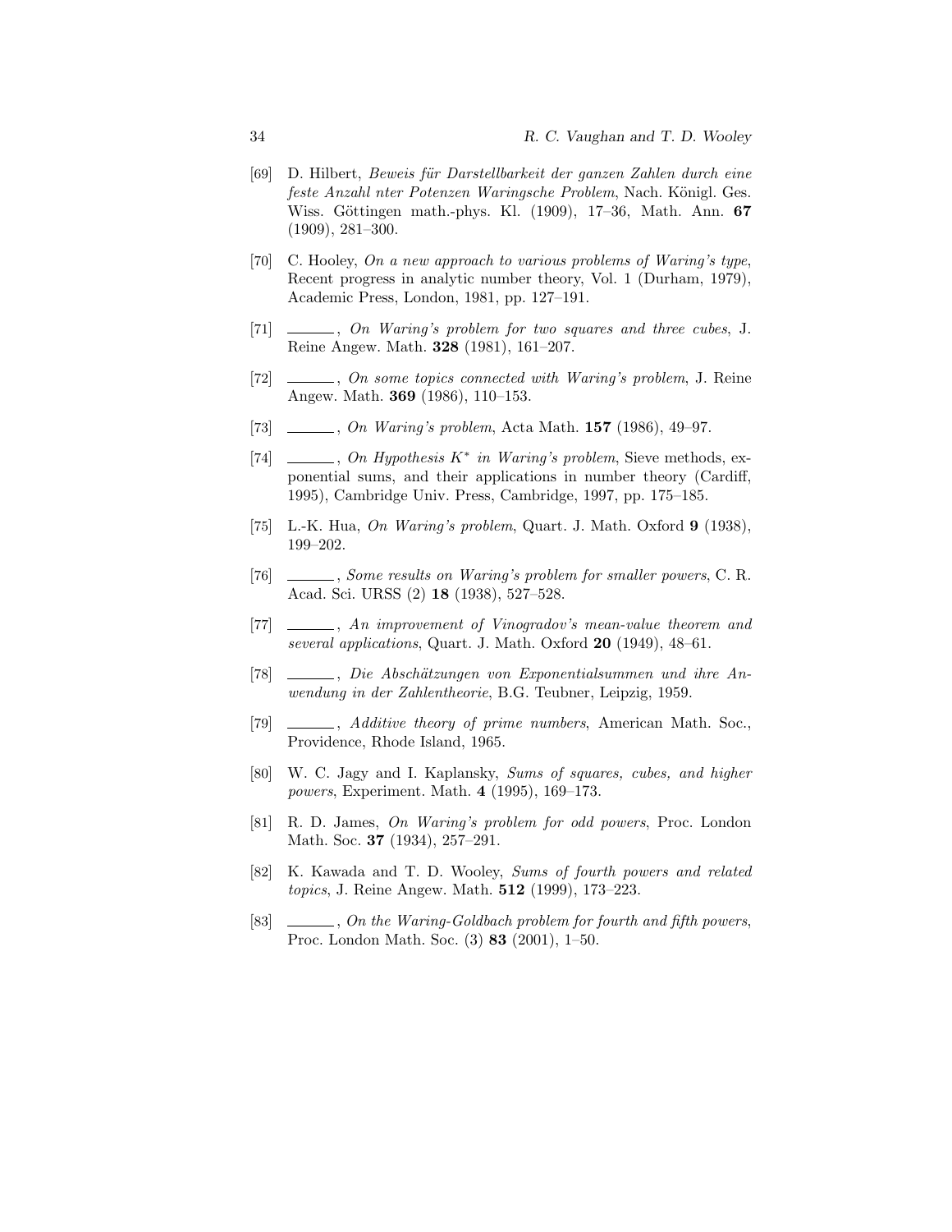[69] D. Hilbert, *Beweis für Darstellbarkeit der ganzen Zahlen durch eine feste Anzahl nter Potenzen Waringsche Problem*, Nach. Königl. Ges. Wiss. Göttingen math.-phys. Kl. (1909), 17–36, Math. Ann. **67** (1909), 281–300.

[70] C. Hooley, *On a new approach to various problems of Waring's type*, Recent progress in analytic number theory, Vol. 1 (Durham, 1979), Academic Press, London, 1981, pp. 127–191.

[71] ______, *On Waring's problem for two squares and three cubes*, J. Reine Angew. Math. **328** (1981), 161–207.

[72] ______, *On some topics connected with Waring's problem*, J. Reine Angew. Math. **369** (1986), 110–153.

[73] ______, *On Waring's problem*, Acta Math. **157** (1986), 49–97.

[74] ______, *On Hypothesis $K^*$ in Waring's problem*, Sieve methods, exponential sums, and their applications in number theory (Cardiff, 1995), Cambridge Univ. Press, Cambridge, 1997, pp. 175–185.

[75] L.-K. Hua, *On Waring's problem*, Quart. J. Math. Oxford **9** (1938), 199–202.

[76] ______, *Some results on Waring's problem for smaller powers*, C. R. Acad. Sci. URSS (2) **18** (1938), 527–528.

[77] ______, *An improvement of Vinogradov's mean-value theorem and several applications*, Quart. J. Math. Oxford **20** (1949), 48–61.

[78] ______, *Die Abschätzungen von Exponentialsummen und ihre Anwendung in der Zahlentheorie*, B.G. Teubner, Leipzig, 1959.

[79] ______, *Additive theory of prime numbers*, American Math. Soc., Providence, Rhode Island, 1965.

[80] W. C. Jagy and I. Kaplansky, *Sums of squares, cubes, and higher powers*, Experiment. Math. **4** (1995), 169–173.

[81] R. D. James, *On Waring's problem for odd powers*, Proc. London Math. Soc. **37** (1934), 257–291.

[82] K. Kawada and T. D. Wooley, *Sums of fourth powers and related topics*, J. Reine Angew. Math. **512** (1999), 173–223.

[83] ______, *On the Waring-Goldbach problem for fourth and fifth powers*, Proc. London Math. Soc. (3) **83** (2001), 1–50.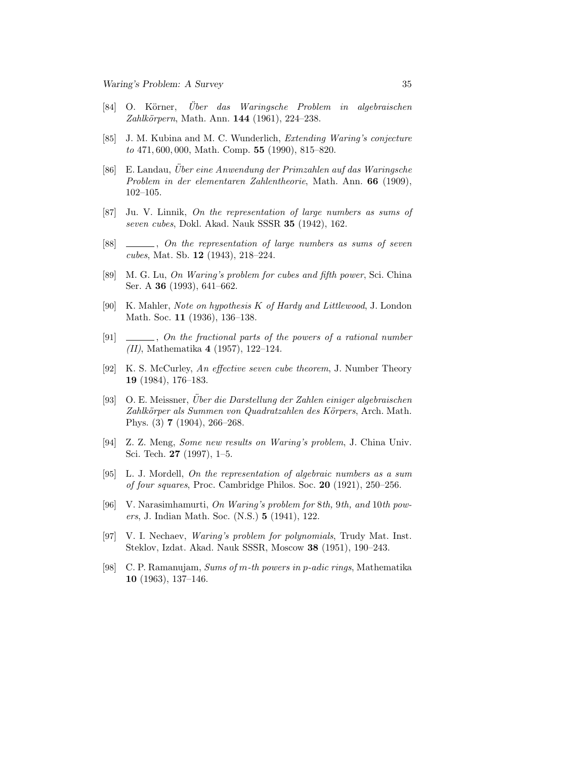[84] O. Körner, *Über das Waringsche Problem in algebraischen Zahlkörpern*, Math. Ann. **144** (1961), 224–238.

[85] J. M. Kubina and M. C. Wunderlich, *Extending Waring's conjecture to* 471, 600, 000, Math. Comp. **55** (1990), 815–820.

[86] E. Landau, *Über eine Anwendung der Primzahlen auf das Waringsche Problem in der elementaren Zahlentheorie*, Math. Ann. **66** (1909), 102–105.

[87] Ju. V. Linnik, *On the representation of large numbers as sums of seven cubes*, Dokl. Akad. Nauk SSSR **35** (1942), 162.

[88] ______, *On the representation of large numbers as sums of seven cubes*, Mat. Sb. **12** (1943), 218–224.

[89] M. G. Lu, *On Waring's problem for cubes and fifth power*, Sci. China Ser. A **36** (1993), 641–662.

[90] K. Mahler, *Note on hypothesis $K$ of Hardy and Littlewood*, J. London Math. Soc. **11** (1936), 136–138.

[91] ______, *On the fractional parts of the powers of a rational number (II)*, Mathematika **4** (1957), 122–124.

[92] K. S. McCurley, *An effective seven cube theorem*, J. Number Theory **19** (1984), 176–183.

[93] O. E. Meissner, *Über die Darstellung der Zahlen einiger algebraischen Zahlkörper als Summen von Quadratzahlen des Körpers*, Arch. Math. Phys. (3) **7** (1904), 266–268.

[94] Z. Z. Meng, *Some new results on Waring's problem*, J. China Univ. Sci. Tech. **27** (1997), 1–5.

[95] L. J. Mordell, *On the representation of algebraic numbers as a sum of four squares*, Proc. Cambridge Philos. Soc. **20** (1921), 250–256.

[96] V. Narasimhamurti, *On Waring's problem for* 8*th,* 9*th, and* 10*th powers*, J. Indian Math. Soc. (N.S.) **5** (1941), 122.

[97] V. I. Nechaev, *Waring's problem for polynomials*, Trudy Mat. Inst. Steklov, Izdat. Akad. Nauk SSSR, Moscow **38** (1951), 190–243.

[98] C. P. Ramanujam, *Sums of $m$-th powers in $p$-adic rings*, Mathematika **10** (1963), 137–146.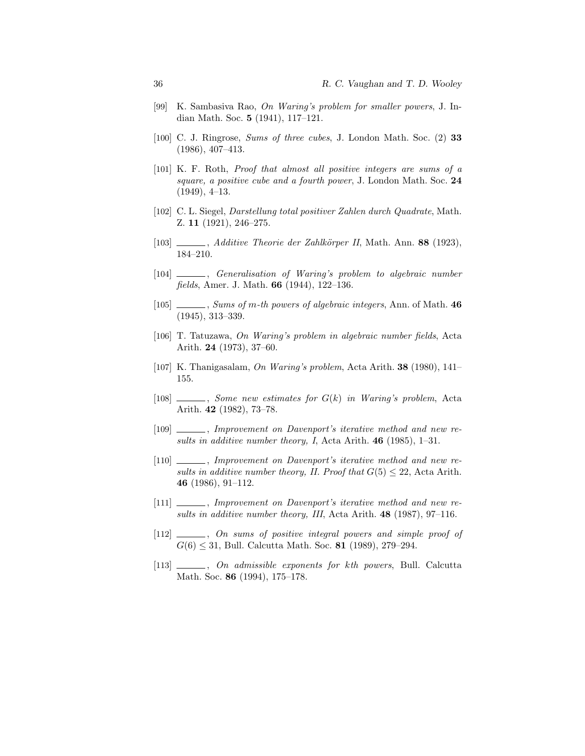[99] K. Sambasiva Rao, *On Waring's problem for smaller powers*, J. Indian Math. Soc. **5** (1941), 117–121.

[100] C. J. Ringrose, *Sums of three cubes*, J. London Math. Soc. (2) **33** (1986), 407–413.

[101] K. F. Roth, *Proof that almost all positive integers are sums of a square, a positive cube and a fourth power*, J. London Math. Soc. **24** (1949), 4–13.

[102] C. L. Siegel, *Darstellung total positiver Zahlen durch Quadrate*, Math. Z. **11** (1921), 246–275.

[103] ———, *Additive Theorie der Zahlkörper II*, Math. Ann. **88** (1923), 184–210.

[104] ———, *Generalisation of Waring's problem to algebraic number fields*, Amer. J. Math. **66** (1944), 122–136.

[105] ———, *Sums of $m$-th powers of algebraic integers*, Ann. of Math. **46** (1945), 313–339.

[106] T. Tatuzawa, *On Waring's problem in algebraic number fields*, Acta Arith. **24** (1973), 37–60.

[107] K. Thanigasalam, *On Waring's problem*, Acta Arith. **38** (1980), 141–155.

[108] ———, *Some new estimates for $G(k)$ in Waring's problem*, Acta Arith. **42** (1982), 73–78.

[109] ———, *Improvement on Davenport's iterative method and new results in additive number theory, I*, Acta Arith. **46** (1985), 1–31.

[110] ———, *Improvement on Davenport's iterative method and new results in additive number theory, II. Proof that $G(5) \leq 22$*, Acta Arith. **46** (1986), 91–112.

[111] ———, *Improvement on Davenport's iterative method and new results in additive number theory, III*, Acta Arith. **48** (1987), 97–116.

[112] ———, *On sums of positive integral powers and simple proof of $G(6) \leq 31$*, Bull. Calcutta Math. Soc. **81** (1989), 279–294.

[113] ———, *On admissible exponents for kth powers*, Bull. Calcutta Math. Soc. **86** (1994), 175–178.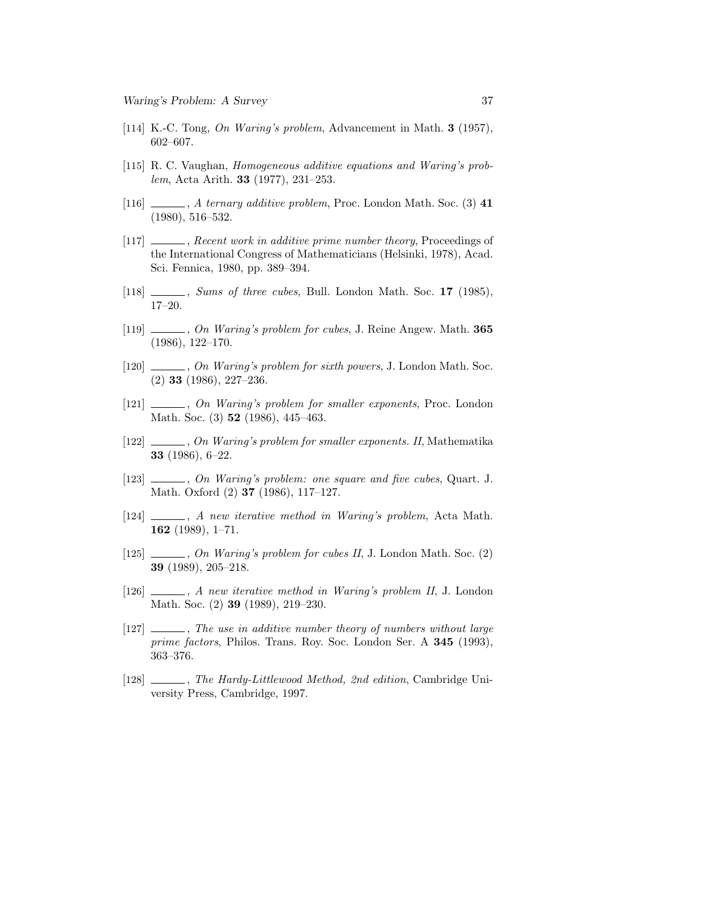[114] K.-C. Tong, *On Waring's problem*, Advancement in Math. **3** (1957), 602–607.

[115] R. C. Vaughan, *Homogeneous additive equations and Waring's problem*, Acta Arith. **33** (1977), 231–253.

[116] ______, *A ternary additive problem*, Proc. London Math. Soc. (3) **41** (1980), 516–532.

[117] ______, *Recent work in additive prime number theory*, Proceedings of the International Congress of Mathematicians (Helsinki, 1978), Acad. Sci. Fennica, 1980, pp. 389–394.

[118] ______, *Sums of three cubes*, Bull. London Math. Soc. **17** (1985), 17–20.

[119] ______, *On Waring's problem for cubes*, J. Reine Angew. Math. **365** (1986), 122–170.

[120] ______, *On Waring's problem for sixth powers*, J. London Math. Soc. (2) **33** (1986), 227–236.

[121] ______, *On Waring's problem for smaller exponents*, Proc. London Math. Soc. (3) **52** (1986), 445–463.

[122] ______, *On Waring's problem for smaller exponents. II*, Mathematika **33** (1986), 6–22.

[123] ______, *On Waring's problem: one square and five cubes*, Quart. J. Math. Oxford (2) **37** (1986), 117–127.

[124] ______, *A new iterative method in Waring's problem*, Acta Math. **162** (1989), 1–71.

[125] ______, *On Waring's problem for cubes II*, J. London Math. Soc. (2) **39** (1989), 205–218.

[126] ______, *A new iterative method in Waring's problem II*, J. London Math. Soc. (2) **39** (1989), 219–230.

[127] ______, *The use in additive number theory of numbers without large prime factors*, Philos. Trans. Roy. Soc. London Ser. A **345** (1993), 363–376.

[128] ______, *The Hardy-Littlewood Method, 2nd edition*, Cambridge University Press, Cambridge, 1997.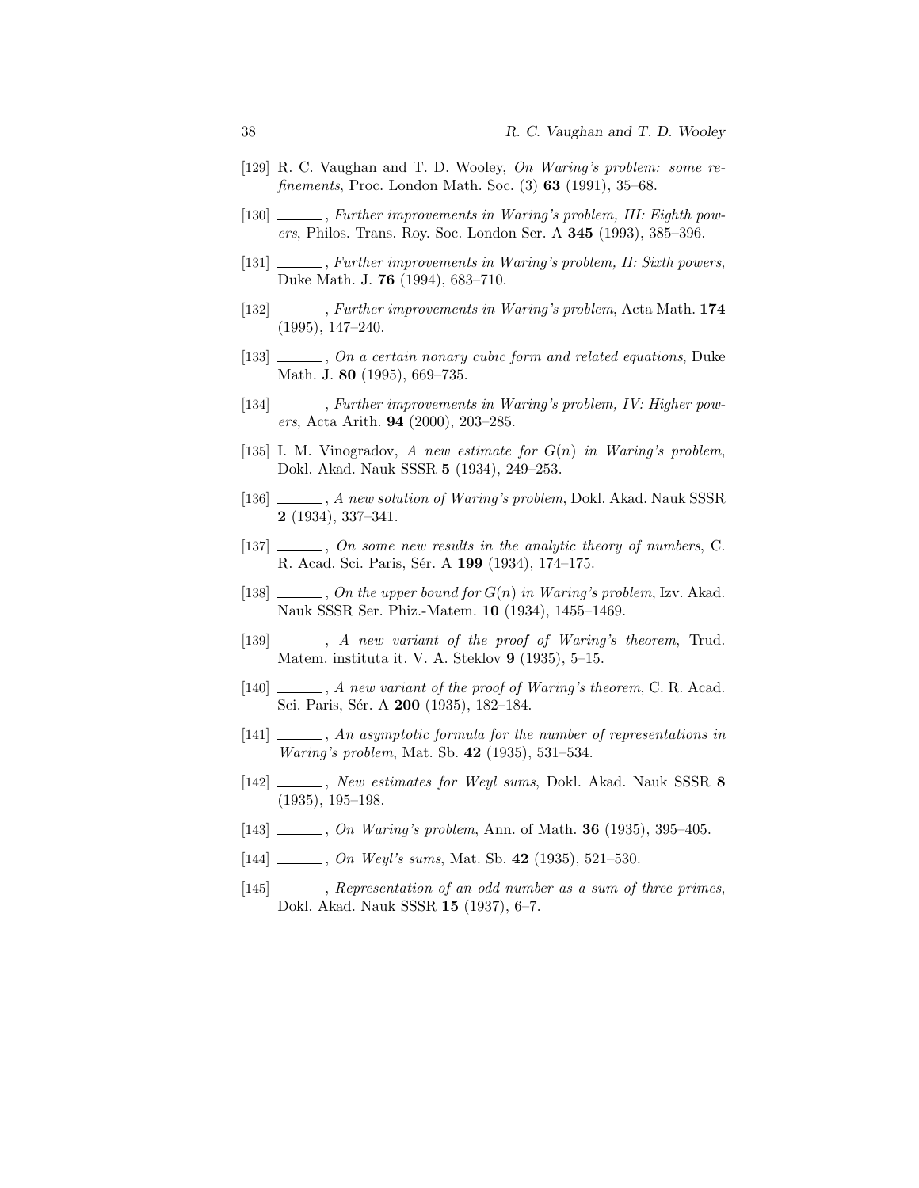[129] R. C. Vaughan and T. D. Wooley, *On Waring's problem: some refinements*, Proc. London Math. Soc. (3) **63** (1991), 35–68.

[130] ______, *Further improvements in Waring's problem, III: Eighth powers*, Philos. Trans. Roy. Soc. London Ser. A **345** (1993), 385–396.

[131] ______, *Further improvements in Waring's problem, II: Sixth powers*, Duke Math. J. **76** (1994), 683–710.

[132] ______, *Further improvements in Waring's problem*, Acta Math. **174** (1995), 147–240.

[133] ______, *On a certain nonary cubic form and related equations*, Duke Math. J. **80** (1995), 669–735.

[134] ______, *Further improvements in Waring's problem, IV: Higher powers*, Acta Arith. **94** (2000), 203–285.

[135] I. M. Vinogradov, *A new estimate for $G(n)$ in Waring's problem*, Dokl. Akad. Nauk SSSR **5** (1934), 249–253.

[136] ______, *A new solution of Waring's problem*, Dokl. Akad. Nauk SSSR **2** (1934), 337–341.

[137] ______, *On some new results in the analytic theory of numbers*, C. R. Acad. Sci. Paris, Sér. A **199** (1934), 174–175.

[138] ______, *On the upper bound for $G(n)$ in Waring's problem*, Izv. Akad. Nauk SSSR Ser. Phiz.-Matem. **10** (1934), 1455–1469.

[139] ______, *A new variant of the proof of Waring's theorem*, Trud. Matem. instituta it. V. A. Steklov **9** (1935), 5–15.

[140] ______, *A new variant of the proof of Waring's theorem*, C. R. Acad. Sci. Paris, Sér. A **200** (1935), 182–184.

[141] ______, *An asymptotic formula for the number of representations in Waring's problem*, Mat. Sb. **42** (1935), 531–534.

[142] ______, *New estimates for Weyl sums*, Dokl. Akad. Nauk SSSR **8** (1935), 195–198.

[143] ______, *On Waring's problem*, Ann. of Math. **36** (1935), 395–405.

[144] ______, *On Weyl's sums*, Mat. Sb. **42** (1935), 521–530.

[145] ______, *Representation of an odd number as a sum of three primes*, Dokl. Akad. Nauk SSSR **15** (1937), 6–7.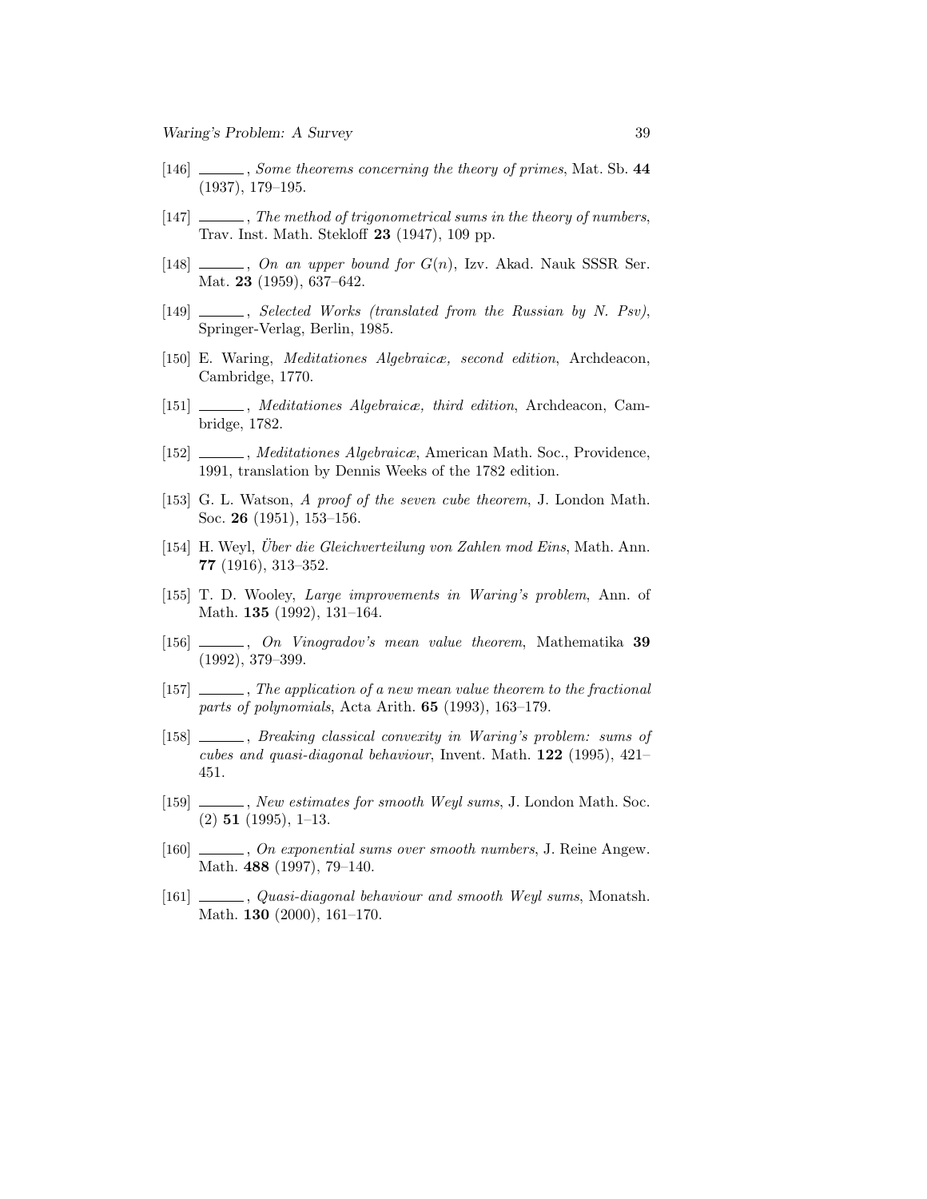[146] ______, *Some theorems concerning the theory of primes*, Mat. Sb. **44** (1937), 179–195.

[147] ______, *The method of trigonometrical sums in the theory of numbers*, Trav. Inst. Math. Stekloff **23** (1947), 109 pp.

[148] ______, *On an upper bound for $G(n)$*, Izv. Akad. Nauk SSSR Ser. Mat. **23** (1959), 637–642.

[149] ______, *Selected Works (translated from the Russian by N. Psv)*, Springer-Verlag, Berlin, 1985.

[150] E. Waring, *Meditationes Algebraicæ, second edition*, Archdeacon, Cambridge, 1770.

[151] ______, *Meditationes Algebraicæ, third edition*, Archdeacon, Cambridge, 1782.

[152] ______, *Meditationes Algebraicæ*, American Math. Soc., Providence, 1991, translation by Dennis Weeks of the 1782 edition.

[153] G. L. Watson, *A proof of the seven cube theorem*, J. London Math. Soc. **26** (1951), 153–156.

[154] H. Weyl, *Über die Gleichverteilung von Zahlen mod Eins*, Math. Ann. **77** (1916), 313–352.

[155] T. D. Wooley, *Large improvements in Waring's problem*, Ann. of Math. **135** (1992), 131–164.

[156] ______, *On Vinogradov's mean value theorem*, Mathematika **39** (1992), 379–399.

[157] ______, *The application of a new mean value theorem to the fractional parts of polynomials*, Acta Arith. **65** (1993), 163–179.

[158] ______, *Breaking classical convexity in Waring's problem: sums of cubes and quasi-diagonal behaviour*, Invent. Math. **122** (1995), 421–451.

[159] ______, *New estimates for smooth Weyl sums*, J. London Math. Soc. (2) **51** (1995), 1–13.

[160] ______, *On exponential sums over smooth numbers*, J. Reine Angew. Math. **488** (1997), 79–140.

[161] ______, *Quasi-diagonal behaviour and smooth Weyl sums*, Monatsh. Math. **130** (2000), 161–170.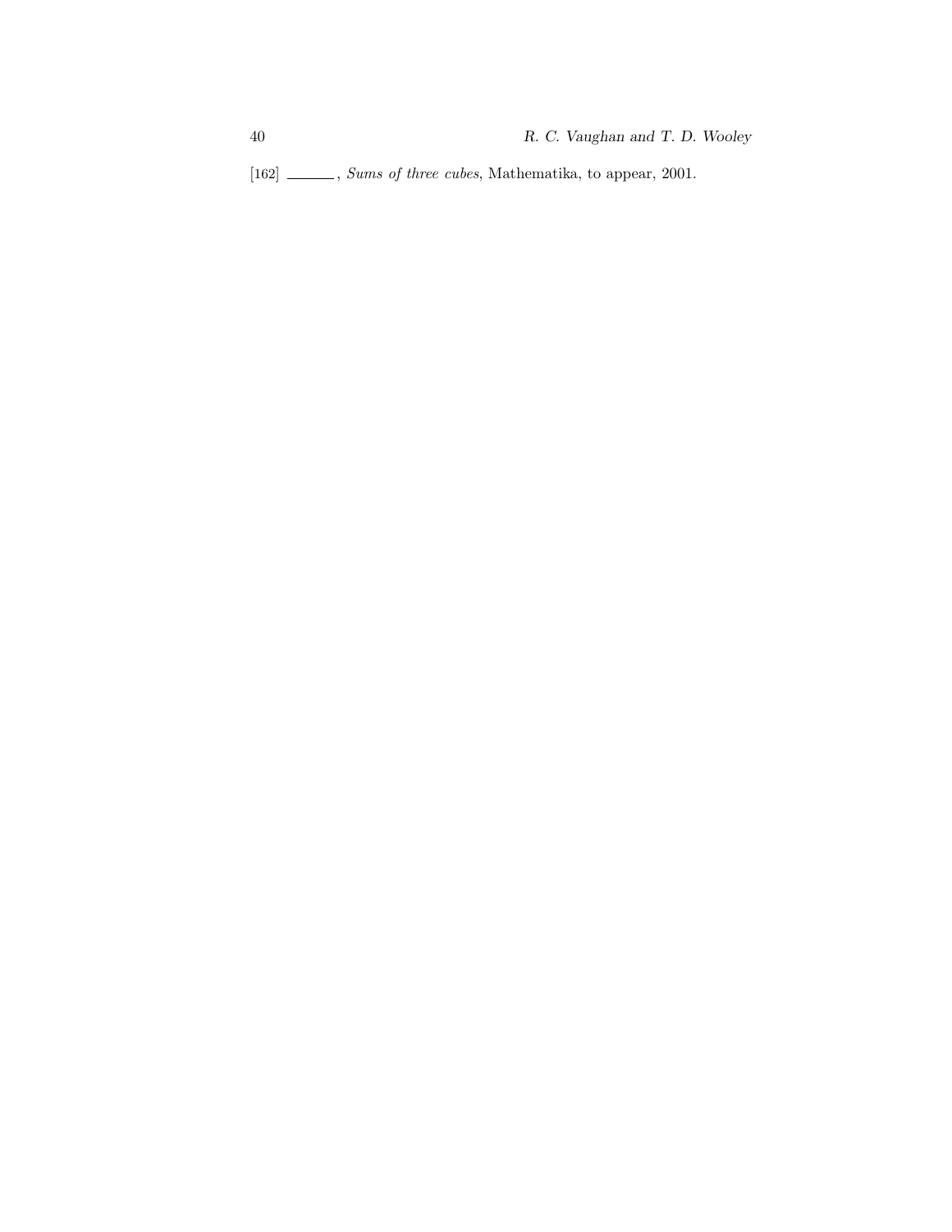[162] ______, *Sums of three cubes*, Mathematika, to appear, 2001.